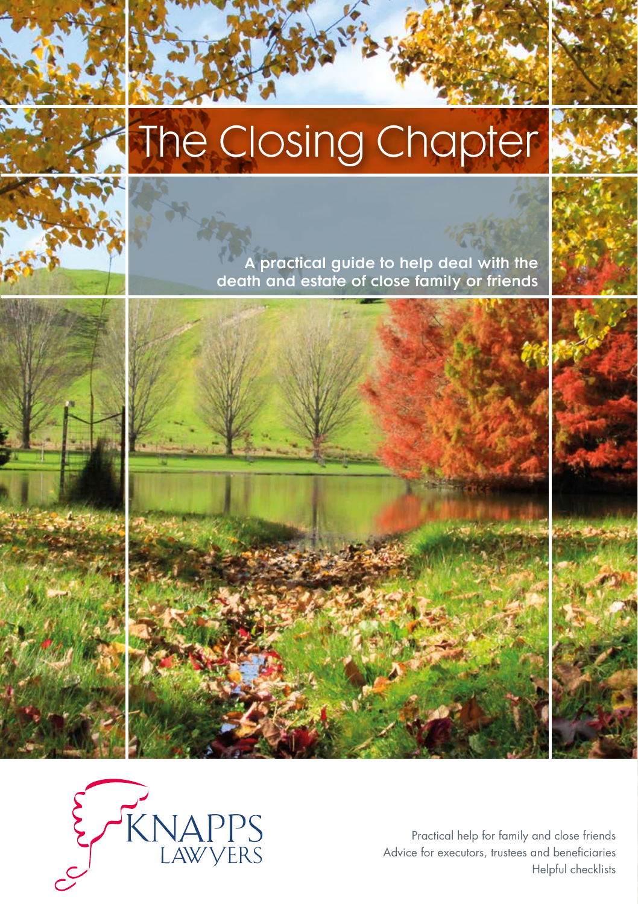# The Closing Chapter

A practical guide to help deal with the death and estate of close family or friends

KNAPPS LAWYERS

Practical help for family and close friends
Advice for executors, trustees and beneficiaries
Helpful checklists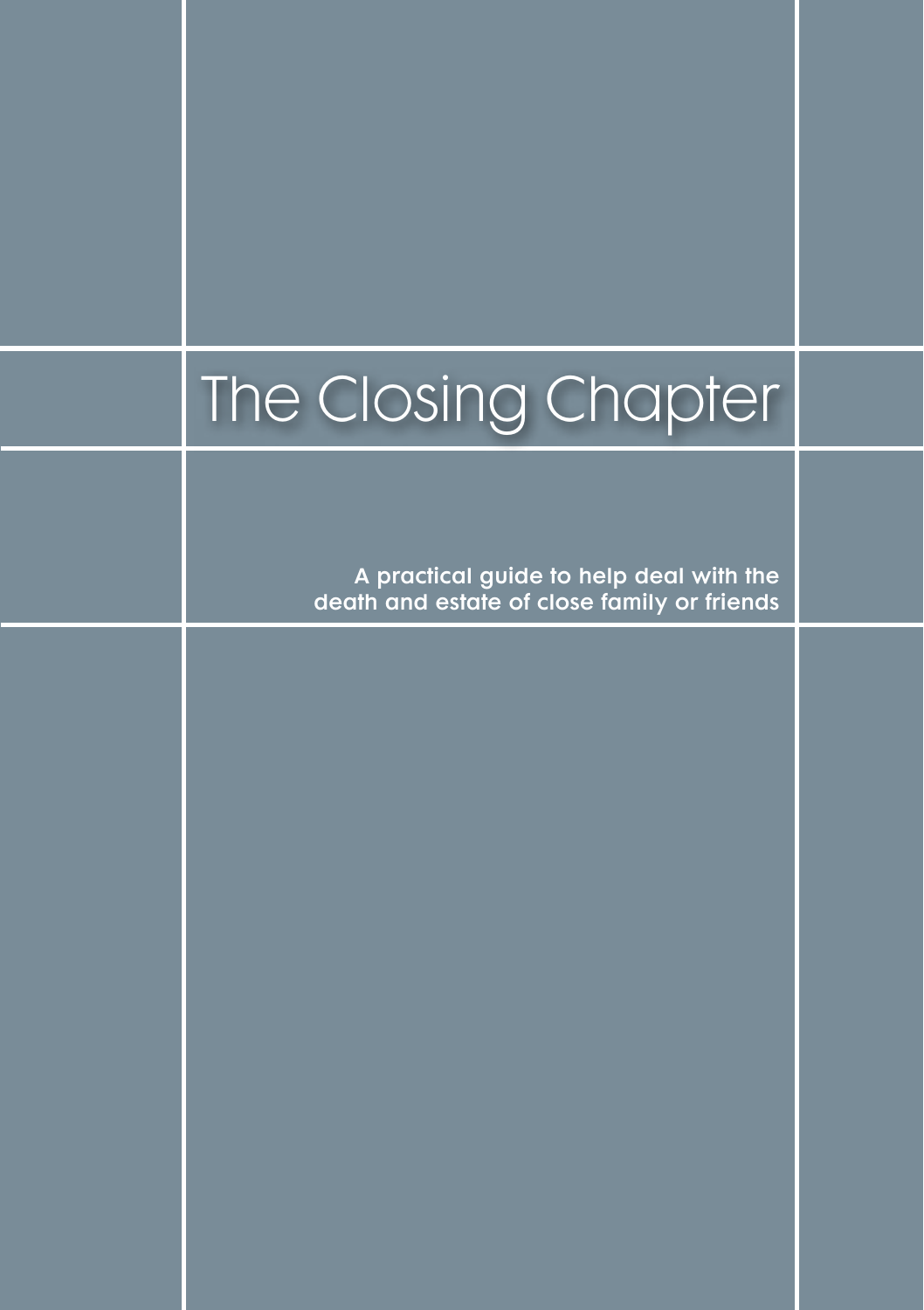# The Closing Chapter

**A practical guide to help deal with the death and estate of close family or friends**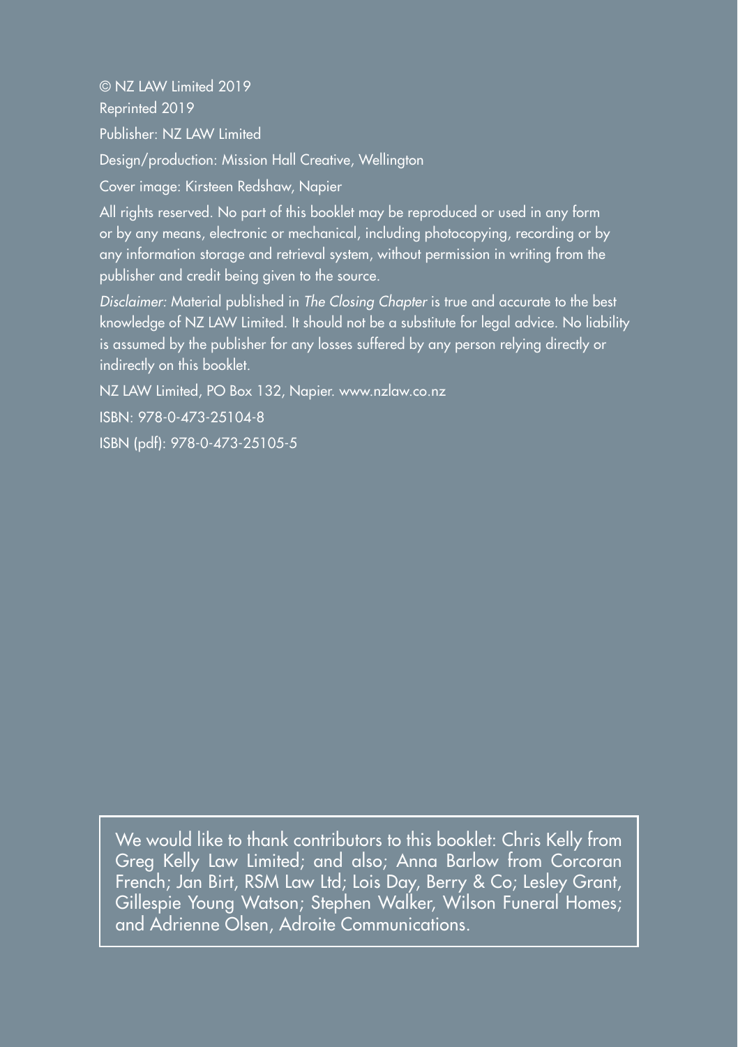© NZ LAW Limited 2019

Reprinted 2019

Publisher: NZ LAW Limited

Design/production: Mission Hall Creative, Wellington

Cover image: Kirsteen Redshaw, Napier

All rights reserved. No part of this booklet may be reproduced or used in any form or by any means, electronic or mechanical, including photocopying, recording or by any information storage and retrieval system, without permission in writing from the publisher and credit being given to the source.

*Disclaimer:* Material published in *The Closing Chapter* is true and accurate to the best knowledge of NZ LAW Limited. It should not be a substitute for legal advice. No liability is assumed by the publisher for any losses suffered by any person relying directly or indirectly on this booklet.

NZ LAW Limited, PO Box 132, Napier. www.nzlaw.co.nz

ISBN: 978-0-473-25104-8

ISBN (pdf): 978-0-473-25105-5

We would like to thank contributors to this booklet: Chris Kelly from Greg Kelly Law Limited; and also; Anna Barlow from Corcoran French; Jan Birt, RSM Law Ltd; Lois Day, Berry & Co; Lesley Grant, Gillespie Young Watson; Stephen Walker, Wilson Funeral Homes; and Adrienne Olsen, Adroite Communications.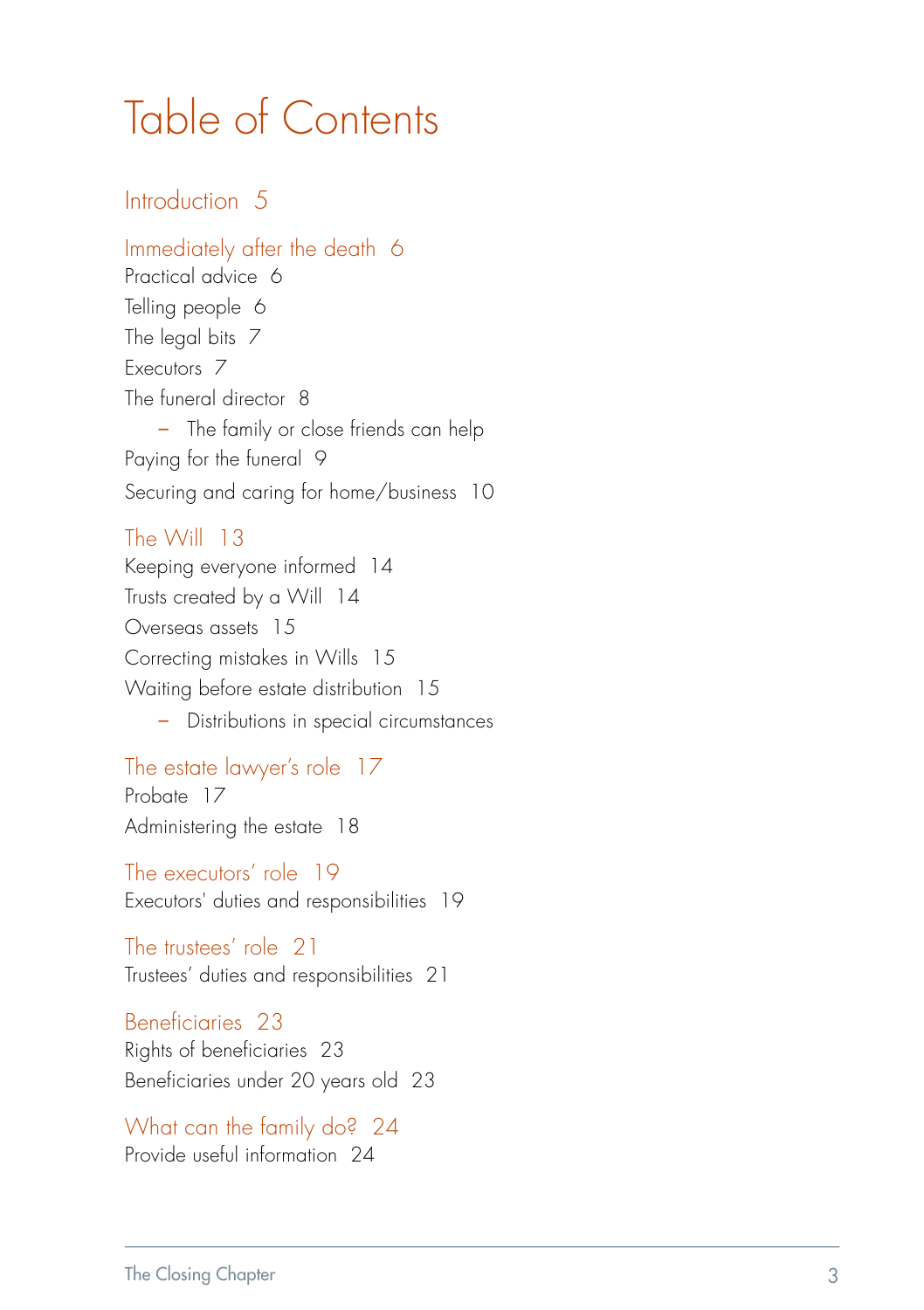# Table of Contents

## Introduction 5

## Immediately after the death 6

Practical advice 6

Telling people 6

The legal bits 7

Executors 7

The funeral director 8

- The family or close friends can help

Paying for the funeral 9

Securing and caring for home/business 10

## The Will 13

Keeping everyone informed 14

Trusts created by a Will 14

Overseas assets 15

Correcting mistakes in Wills 15

Waiting before estate distribution 15

- Distributions in special circumstances

## The estate lawyer's role 17

Probate 17

Administering the estate 18

## The executors' role 19

Executors' duties and responsibilities 19

## The trustees' role 21

Trustees' duties and responsibilities 21

## Beneficiaries 23

Rights of beneficiaries 23

Beneficiaries under 20 years old 23

## What can the family do? 24

Provide useful information 24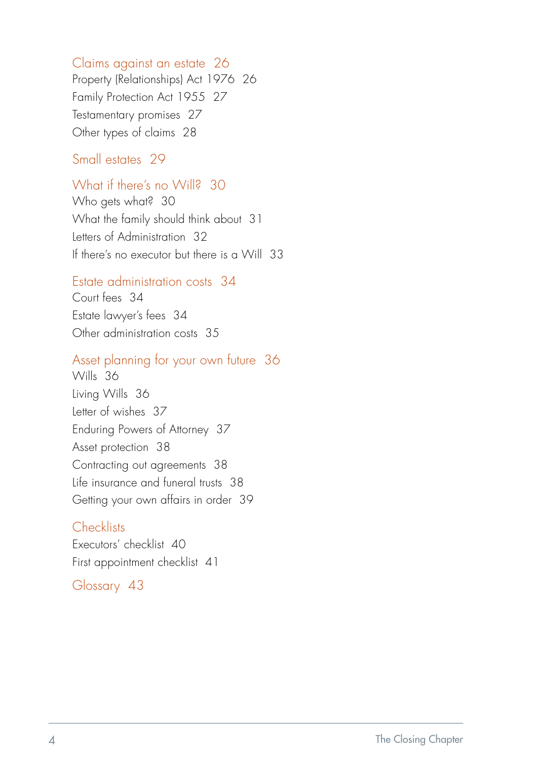Claims against an estate 26

Property (Relationships) Act 1976 26

Family Protection Act 1955 27

Testamentary promises 27

Other types of claims 28

Small estates 29

What if there's no Will? 30

Who gets what? 30

What the family should think about 31

Letters of Administration 32

If there's no executor but there is a Will 33

Estate administration costs 34

Court fees 34

Estate lawyer's fees 34

Other administration costs 35

Asset planning for your own future 36

Wills 36

Living Wills 36

Letter of wishes 37

Enduring Powers of Attorney 37

Asset protection 38

Contracting out agreements 38

Life insurance and funeral trusts 38

Getting your own affairs in order 39

Checklists

Executors' checklist 40

First appointment checklist 41

Glossary 43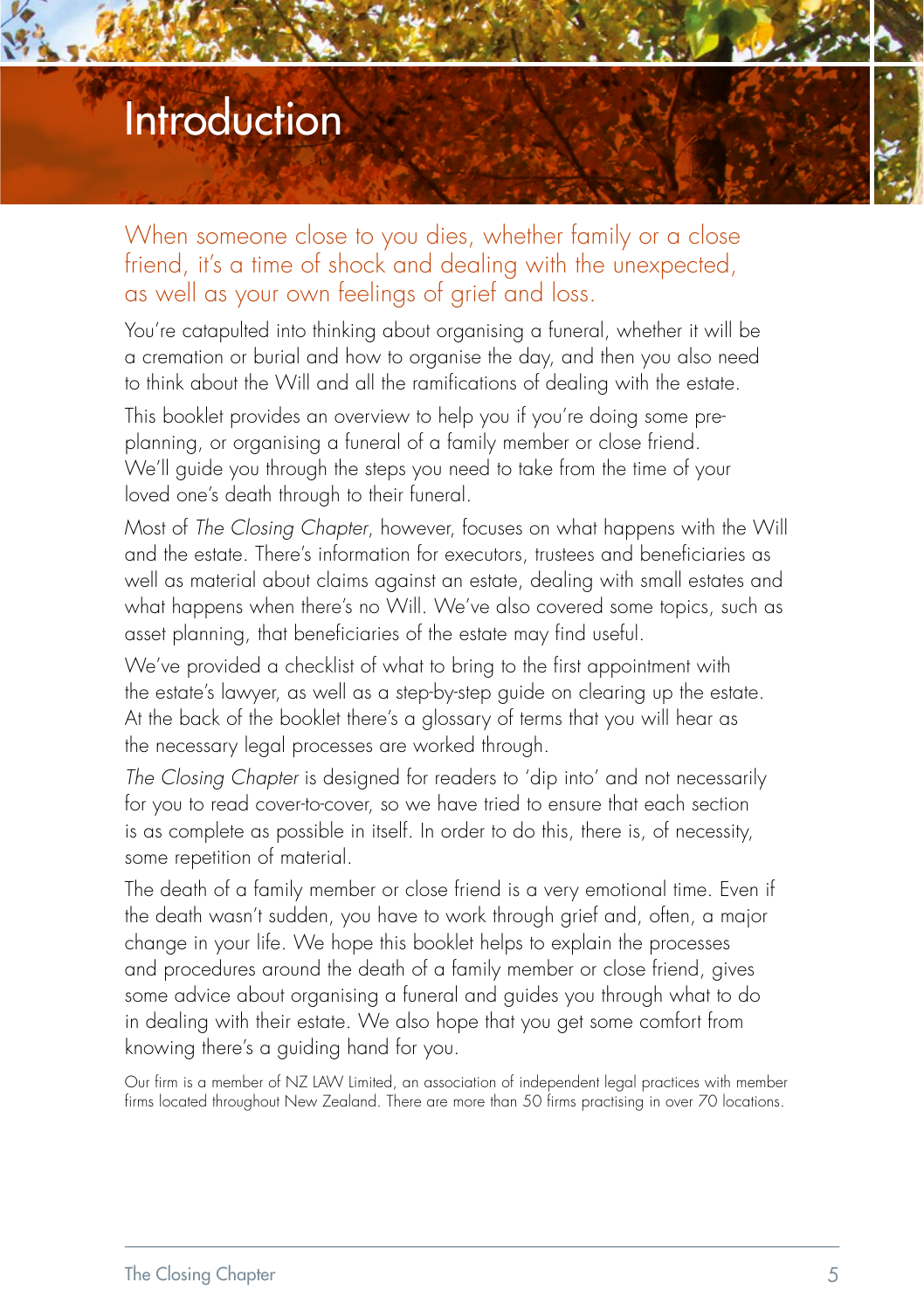# Introduction

When someone close to you dies, whether family or a close friend, it's a time of shock and dealing with the unexpected, as well as your own feelings of grief and loss.

You're catapulted into thinking about organising a funeral, whether it will be a cremation or burial and how to organise the day, and then you also need to think about the Will and all the ramifications of dealing with the estate.

This booklet provides an overview to help you if you're doing some pre-planning, or organising a funeral of a family member or close friend. We'll guide you through the steps you need to take from the time of your loved one's death through to their funeral.

Most of *The Closing Chapter*, however, focuses on what happens with the Will and the estate. There's information for executors, trustees and beneficiaries as well as material about claims against an estate, dealing with small estates and what happens when there's no Will. We've also covered some topics, such as asset planning, that beneficiaries of the estate may find useful.

We've provided a checklist of what to bring to the first appointment with the estate's lawyer, as well as a step-by-step guide on clearing up the estate. At the back of the booklet there's a glossary of terms that you will hear as the necessary legal processes are worked through.

*The Closing Chapter* is designed for readers to 'dip into' and not necessarily for you to read cover-to-cover, so we have tried to ensure that each section is as complete as possible in itself. In order to do this, there is, of necessity, some repetition of material.

The death of a family member or close friend is a very emotional time. Even if the death wasn't sudden, you have to work through grief and, often, a major change in your life. We hope this booklet helps to explain the processes and procedures around the death of a family member or close friend, gives some advice about organising a funeral and guides you through what to do in dealing with their estate. We also hope that you get some comfort from knowing there's a guiding hand for you.

Our firm is a member of NZ LAW Limited, an association of independent legal practices with member firms located throughout New Zealand. There are more than 50 firms practising in over 70 locations.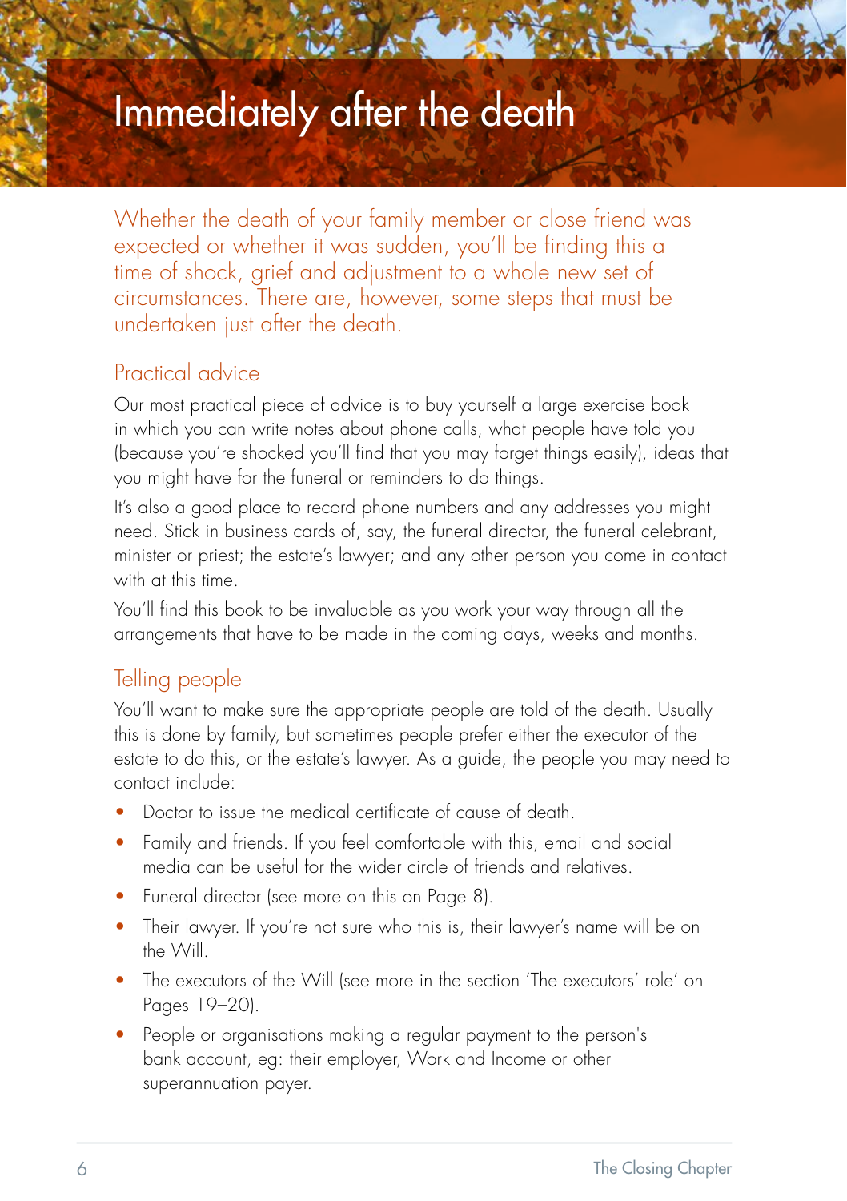# Immediately after the death

Whether the death of your family member or close friend was expected or whether it was sudden, you'll be finding this a time of shock, grief and adjustment to a whole new set of circumstances. There are, however, some steps that must be undertaken just after the death.

## Practical advice

Our most practical piece of advice is to buy yourself a large exercise book in which you can write notes about phone calls, what people have told you (because you're shocked you'll find that you may forget things easily), ideas that you might have for the funeral or reminders to do things.

It's also a good place to record phone numbers and any addresses you might need. Stick in business cards of, say, the funeral director, the funeral celebrant, minister or priest; the estate's lawyer; and any other person you come in contact with at this time.

You'll find this book to be invaluable as you work your way through all the arrangements that have to be made in the coming days, weeks and months.

## Telling people

You'll want to make sure the appropriate people are told of the death. Usually this is done by family, but sometimes people prefer either the executor of the estate to do this, or the estate's lawyer. As a guide, the people you may need to contact include:

- Doctor to issue the medical certificate of cause of death.
- Family and friends. If you feel comfortable with this, email and social media can be useful for the wider circle of friends and relatives.
- Funeral director (see more on this on Page 8).
- Their lawyer. If you're not sure who this is, their lawyer's name will be on the Will.
- The executors of the Will (see more in the section 'The executors' role' on Pages 19–20).
- People or organisations making a regular payment to the person's bank account, eg: their employer, Work and Income or other superannuation payer.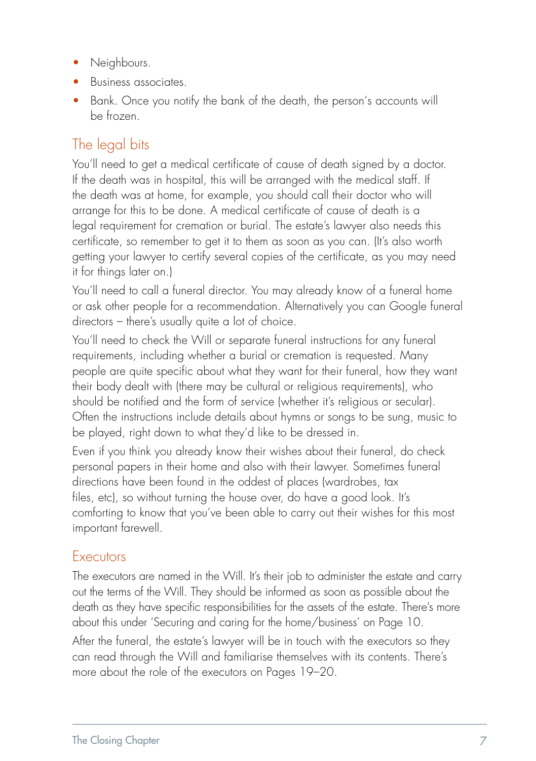- Neighbours.
- Business associates.
- Bank. Once you notify the bank of the death, the person's accounts will be frozen.

## The legal bits

You'll need to get a medical certificate of cause of death signed by a doctor. If the death was in hospital, this will be arranged with the medical staff. If the death was at home, for example, you should call their doctor who will arrange for this to be done. A medical certificate of cause of death is a legal requirement for cremation or burial. The estate's lawyer also needs this certificate, so remember to get it to them as soon as you can. (It's also worth getting your lawyer to certify several copies of the certificate, as you may need it for things later on.)

You'll need to call a funeral director. You may already know of a funeral home or ask other people for a recommendation. Alternatively you can Google funeral directors – there's usually quite a lot of choice.

You'll need to check the Will or separate funeral instructions for any funeral requirements, including whether a burial or cremation is requested. Many people are quite specific about what they want for their funeral, how they want their body dealt with (there may be cultural or religious requirements), who should be notified and the form of service (whether it's religious or secular). Often the instructions include details about hymns or songs to be sung, music to be played, right down to what they'd like to be dressed in.

Even if you think you already know their wishes about their funeral, do check personal papers in their home and also with their lawyer. Sometimes funeral directions have been found in the oddest of places (wardrobes, tax files, etc), so without turning the house over, do have a good look. It's comforting to know that you've been able to carry out their wishes for this most important farewell.

## Executors

The executors are named in the Will. It's their job to administer the estate and carry out the terms of the Will. They should be informed as soon as possible about the death as they have specific responsibilities for the assets of the estate. There's more about this under 'Securing and caring for the home/business' on Page 10.

After the funeral, the estate's lawyer will be in touch with the executors so they can read through the Will and familiarise themselves with its contents. There's more about the role of the executors on Pages 19–20.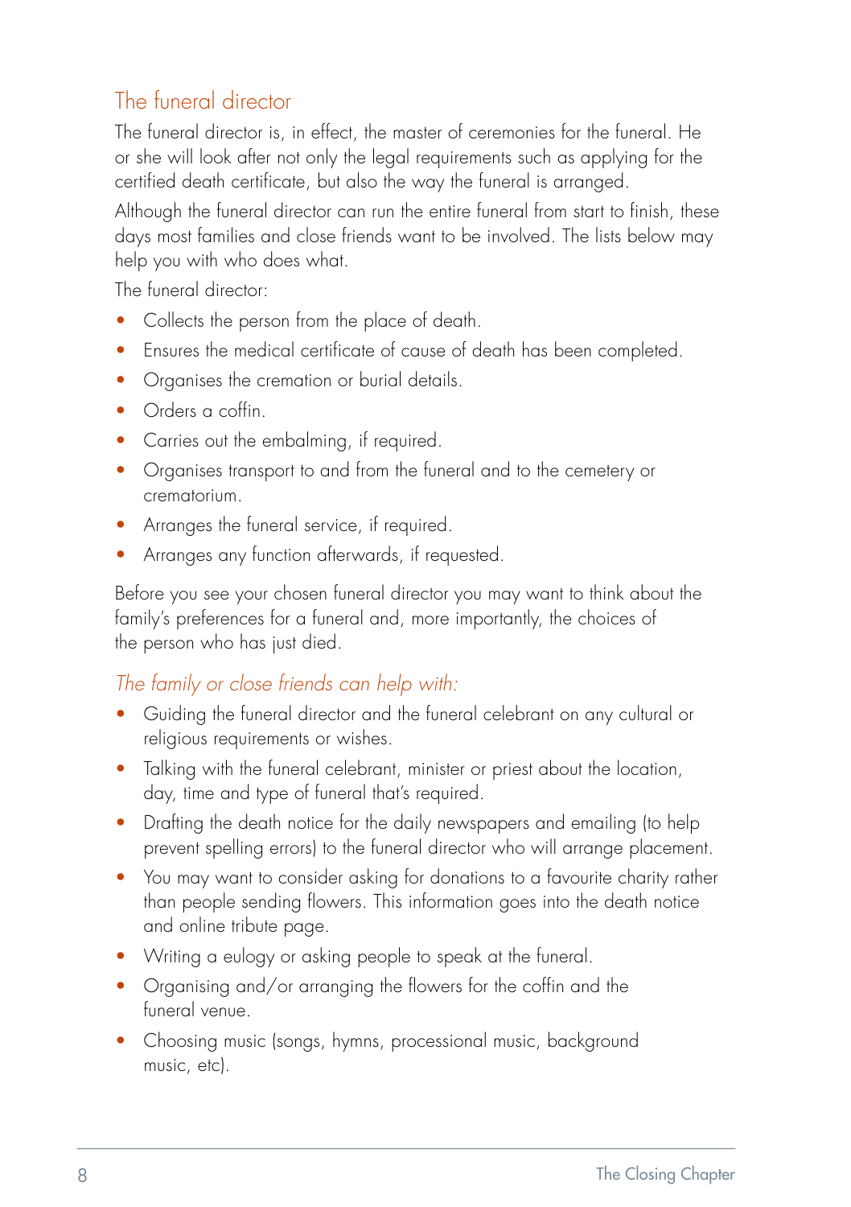## The funeral director

The funeral director is, in effect, the master of ceremonies for the funeral. He or she will look after not only the legal requirements such as applying for the certified death certificate, but also the way the funeral is arranged.

Although the funeral director can run the entire funeral from start to finish, these days most families and close friends want to be involved. The lists below may help you with who does what.

The funeral director:

- Collects the person from the place of death.
- Ensures the medical certificate of cause of death has been completed.
- Organises the cremation or burial details.
- Orders a coffin.
- Carries out the embalming, if required.
- Organises transport to and from the funeral and to the cemetery or crematorium.
- Arranges the funeral service, if required.
- Arranges any function afterwards, if requested.

Before you see your chosen funeral director you may want to think about the family's preferences for a funeral and, more importantly, the choices of the person who has just died.

### *The family or close friends can help with:*

- Guiding the funeral director and the funeral celebrant on any cultural or religious requirements or wishes.
- Talking with the funeral celebrant, minister or priest about the location, day, time and type of funeral that's required.
- Drafting the death notice for the daily newspapers and emailing (to help prevent spelling errors) to the funeral director who will arrange placement.
- You may want to consider asking for donations to a favourite charity rather than people sending flowers. This information goes into the death notice and online tribute page.
- Writing a eulogy or asking people to speak at the funeral.
- Organising and/or arranging the flowers for the coffin and the funeral venue.
- Choosing music (songs, hymns, processional music, background music, etc).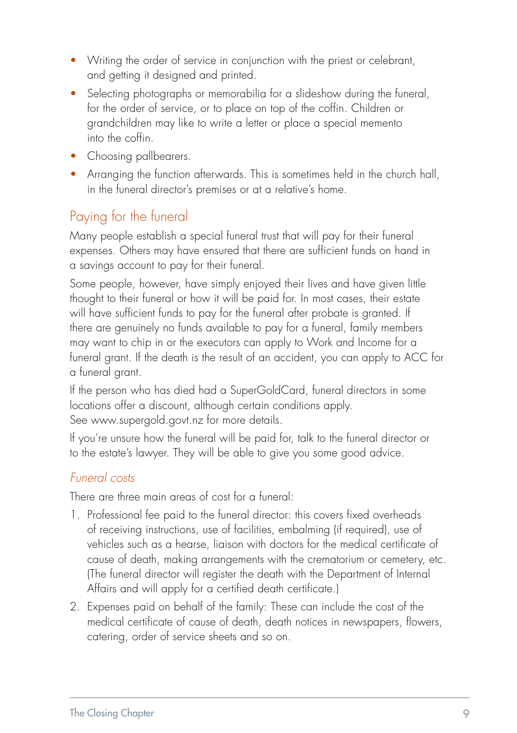- Writing the order of service in conjunction with the priest or celebrant, and getting it designed and printed.
- Selecting photographs or memorabilia for a slideshow during the funeral, for the order of service, or to place on top of the coffin. Children or grandchildren may like to write a letter or place a special memento into the coffin.
- Choosing pallbearers.
- Arranging the function afterwards. This is sometimes held in the church hall, in the funeral director's premises or at a relative's home.

## Paying for the funeral

Many people establish a special funeral trust that will pay for their funeral expenses. Others may have ensured that there are sufficient funds on hand in a savings account to pay for their funeral.

Some people, however, have simply enjoyed their lives and have given little thought to their funeral or how it will be paid for. In most cases, their estate will have sufficient funds to pay for the funeral after probate is granted. If there are genuinely no funds available to pay for a funeral, family members may want to chip in or the executors can apply to Work and Income for a funeral grant. If the death is the result of an accident, you can apply to ACC for a funeral grant.

If the person who has died had a SuperGoldCard, funeral directors in some locations offer a discount, although certain conditions apply. See www.supergold.govt.nz for more details.

If you're unsure how the funeral will be paid for, talk to the funeral director or to the estate's lawyer. They will be able to give you some good advice.

### *Funeral costs*

There are three main areas of cost for a funeral:

1. Professional fee paid to the funeral director: this covers fixed overheads of receiving instructions, use of facilities, embalming (if required), use of vehicles such as a hearse, liaison with doctors for the medical certificate of cause of death, making arrangements with the crematorium or cemetery, etc. (The funeral director will register the death with the Department of Internal Affairs and will apply for a certified death certificate.)
2. Expenses paid on behalf of the family: These can include the cost of the medical certificate of cause of death, death notices in newspapers, flowers, catering, order of service sheets and so on.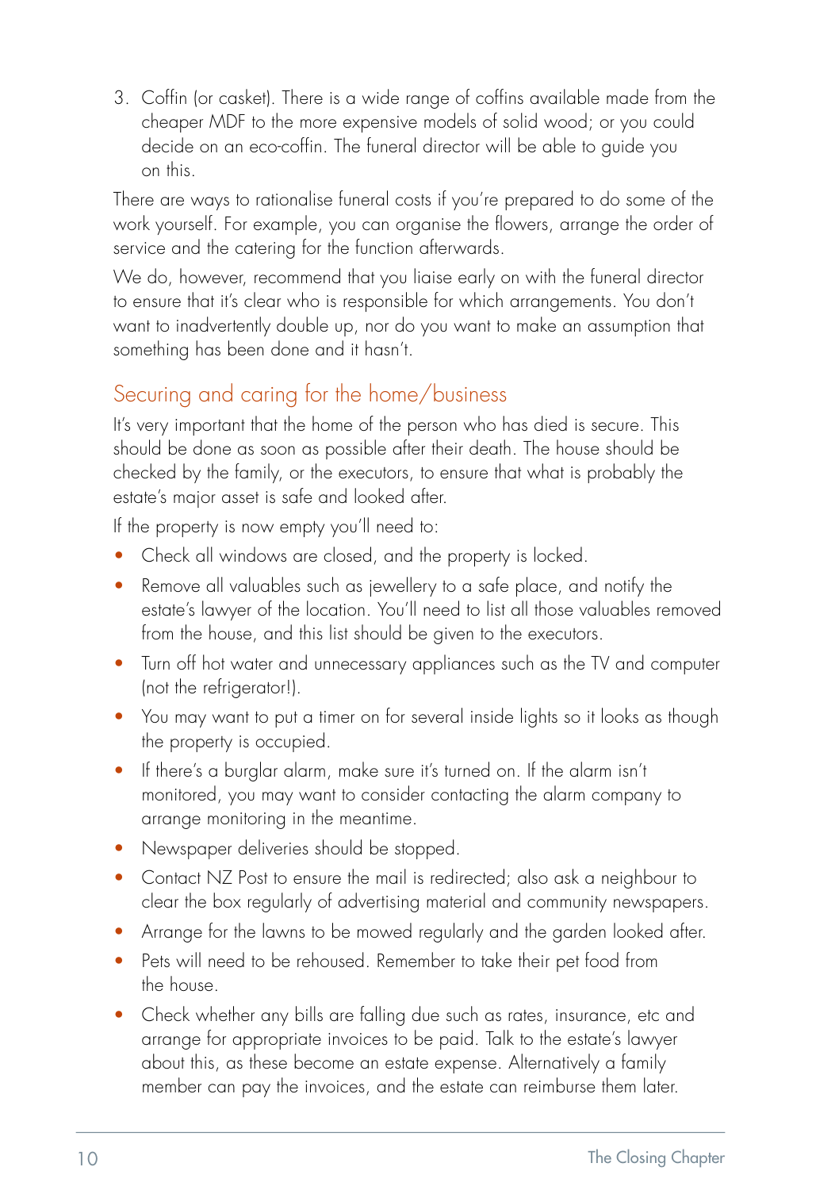3. Coffin (or casket). There is a wide range of coffins available made from the cheaper MDF to the more expensive models of solid wood; or you could decide on an eco-coffin. The funeral director will be able to guide you on this.

There are ways to rationalise funeral costs if you're prepared to do some of the work yourself. For example, you can organise the flowers, arrange the order of service and the catering for the function afterwards.

We do, however, recommend that you liaise early on with the funeral director to ensure that it's clear who is responsible for which arrangements. You don't want to inadvertently double up, nor do you want to make an assumption that something has been done and it hasn't.

## Securing and caring for the home/business

It's very important that the home of the person who has died is secure. This should be done as soon as possible after their death. The house should be checked by the family, or the executors, to ensure that what is probably the estate's major asset is safe and looked after.

If the property is now empty you'll need to:

- Check all windows are closed, and the property is locked.
- Remove all valuables such as jewellery to a safe place, and notify the estate's lawyer of the location. You'll need to list all those valuables removed from the house, and this list should be given to the executors.
- Turn off hot water and unnecessary appliances such as the TV and computer (not the refrigerator!).
- You may want to put a timer on for several inside lights so it looks as though the property is occupied.
- If there's a burglar alarm, make sure it's turned on. If the alarm isn't monitored, you may want to consider contacting the alarm company to arrange monitoring in the meantime.
- Newspaper deliveries should be stopped.
- Contact NZ Post to ensure the mail is redirected; also ask a neighbour to clear the box regularly of advertising material and community newspapers.
- Arrange for the lawns to be mowed regularly and the garden looked after.
- Pets will need to be rehoused. Remember to take their pet food from the house.
- Check whether any bills are falling due such as rates, insurance, etc and arrange for appropriate invoices to be paid. Talk to the estate's lawyer about this, as these become an estate expense. Alternatively a family member can pay the invoices, and the estate can reimburse them later.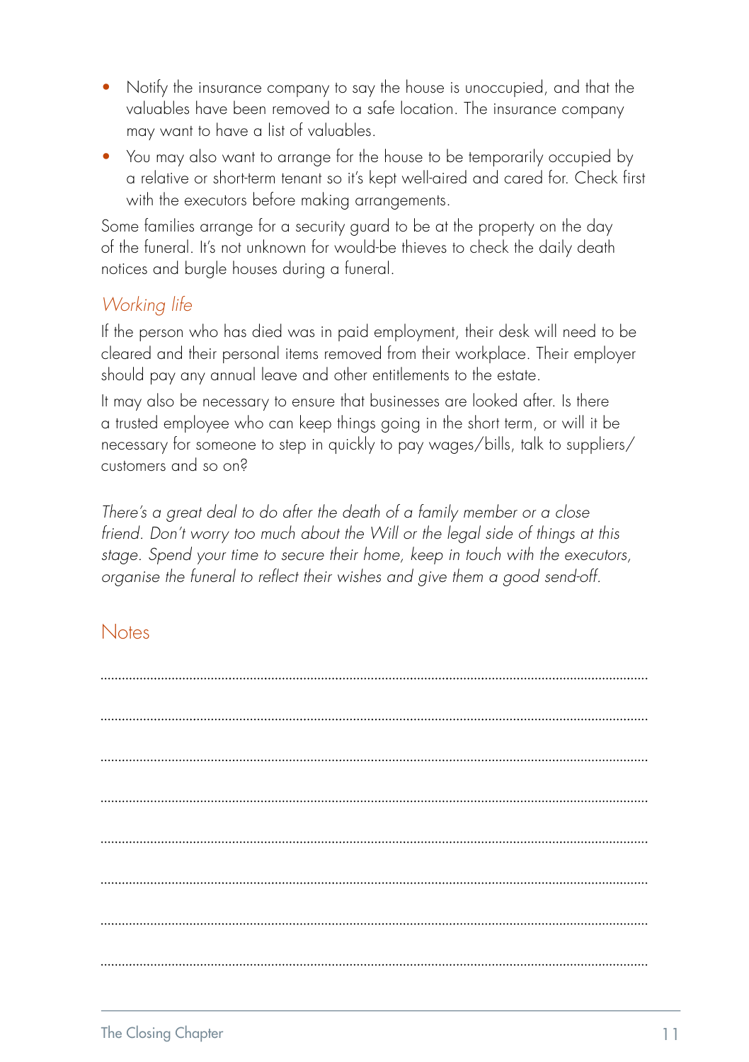- Notify the insurance company to say the house is unoccupied, and that the valuables have been removed to a safe location. The insurance company may want to have a list of valuables.
- You may also want to arrange for the house to be temporarily occupied by a relative or short-term tenant so it's kept well-aired and cared for. Check first with the executors before making arrangements.

Some families arrange for a security guard to be at the property on the day of the funeral. It's not unknown for would-be thieves to check the daily death notices and burgle houses during a funeral.

## *Working life*

If the person who has died was in paid employment, their desk will need to be cleared and their personal items removed from their workplace. Their employer should pay any annual leave and other entitlements to the estate.

It may also be necessary to ensure that businesses are looked after. Is there a trusted employee who can keep things going in the short term, or will it be necessary for someone to step in quickly to pay wages/bills, talk to suppliers/customers and so on?

*There's a great deal to do after the death of a family member or a close friend. Don't worry too much about the Will or the legal side of things at this stage. Spend your time to secure their home, keep in touch with the executors, organise the funeral to reflect their wishes and give them a good send-off.*

## Notes

........................................................................................................................................

........................................................................................................................................

........................................................................................................................................

........................................................................................................................................

........................................................................................................................................

........................................................................................................................................

........................................................................................................................................

........................................................................................................................................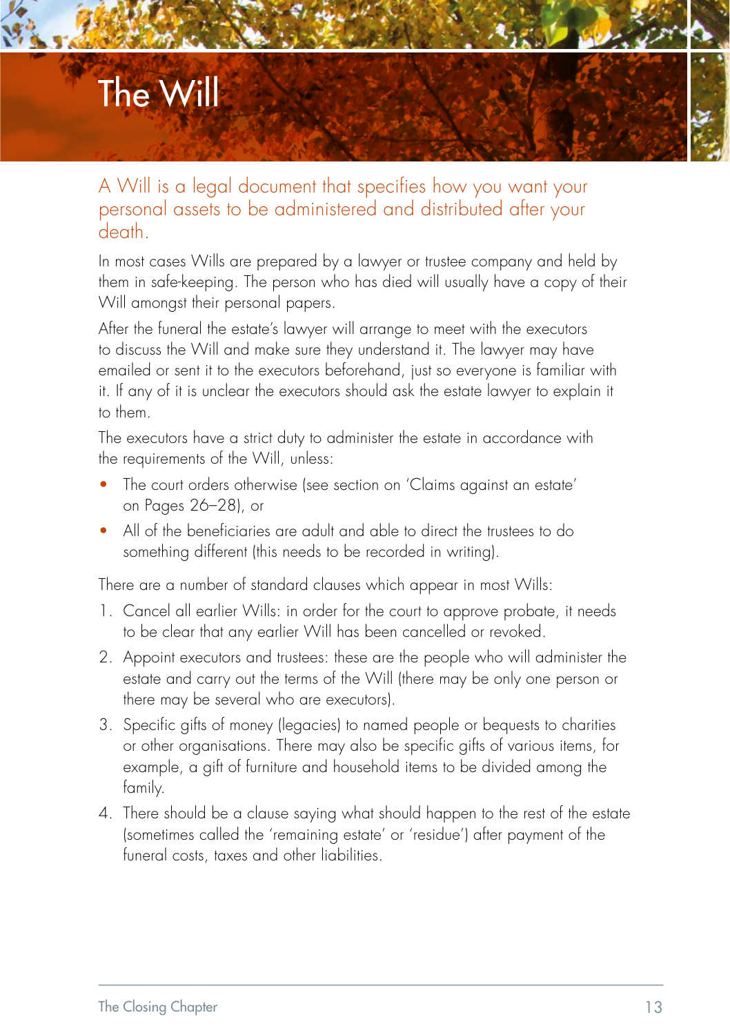# The Will

A Will is a legal document that specifies how you want your personal assets to be administered and distributed after your death.

In most cases Wills are prepared by a lawyer or trustee company and held by them in safe-keeping. The person who has died will usually have a copy of their Will amongst their personal papers.

After the funeral the estate's lawyer will arrange to meet with the executors to discuss the Will and make sure they understand it. The lawyer may have emailed or sent it to the executors beforehand, just so everyone is familiar with it. If any of it is unclear the executors should ask the estate lawyer to explain it to them.

The executors have a strict duty to administer the estate in accordance with the requirements of the Will, unless:

- The court orders otherwise (see section on 'Claims against an estate' on Pages 26–28), or
- All of the beneficiaries are adult and able to direct the trustees to do something different (this needs to be recorded in writing).

There are a number of standard clauses which appear in most Wills:

1. Cancel all earlier Wills: in order for the court to approve probate, it needs to be clear that any earlier Will has been cancelled or revoked.
2. Appoint executors and trustees: these are the people who will administer the estate and carry out the terms of the Will (there may be only one person or there may be several who are executors).
3. Specific gifts of money (legacies) to named people or bequests to charities or other organisations. There may also be specific gifts of various items, for example, a gift of furniture and household items to be divided among the family.
4. There should be a clause saying what should happen to the rest of the estate (sometimes called the 'remaining estate' or 'residue') after payment of the funeral costs, taxes and other liabilities.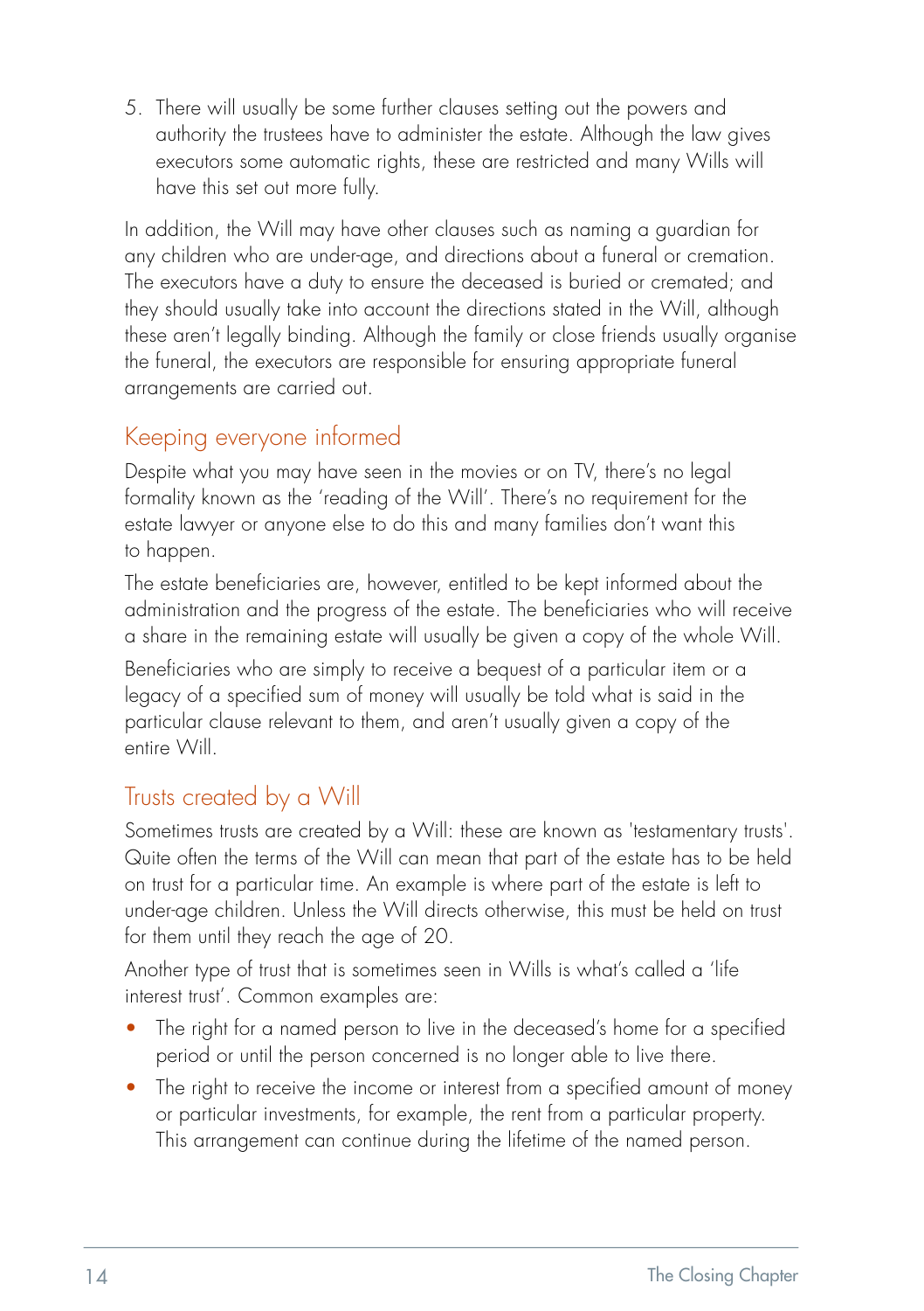5. There will usually be some further clauses setting out the powers and authority the trustees have to administer the estate. Although the law gives executors some automatic rights, these are restricted and many Wills will have this set out more fully.

In addition, the Will may have other clauses such as naming a guardian for any children who are under-age, and directions about a funeral or cremation. The executors have a duty to ensure the deceased is buried or cremated; and they should usually take into account the directions stated in the Will, although these aren't legally binding. Although the family or close friends usually organise the funeral, the executors are responsible for ensuring appropriate funeral arrangements are carried out.

## Keeping everyone informed

Despite what you may have seen in the movies or on TV, there's no legal formality known as the 'reading of the Will'. There's no requirement for the estate lawyer or anyone else to do this and many families don't want this to happen.

The estate beneficiaries are, however, entitled to be kept informed about the administration and the progress of the estate. The beneficiaries who will receive a share in the remaining estate will usually be given a copy of the whole Will.

Beneficiaries who are simply to receive a bequest of a particular item or a legacy of a specified sum of money will usually be told what is said in the particular clause relevant to them, and aren't usually given a copy of the entire Will.

## Trusts created by a Will

Sometimes trusts are created by a Will: these are known as 'testamentary trusts'. Quite often the terms of the Will can mean that part of the estate has to be held on trust for a particular time. An example is where part of the estate is left to under-age children. Unless the Will directs otherwise, this must be held on trust for them until they reach the age of 20.

Another type of trust that is sometimes seen in Wills is what's called a 'life interest trust'. Common examples are:

- The right for a named person to live in the deceased's home for a specified period or until the person concerned is no longer able to live there.
- The right to receive the income or interest from a specified amount of money or particular investments, for example, the rent from a particular property. This arrangement can continue during the lifetime of the named person.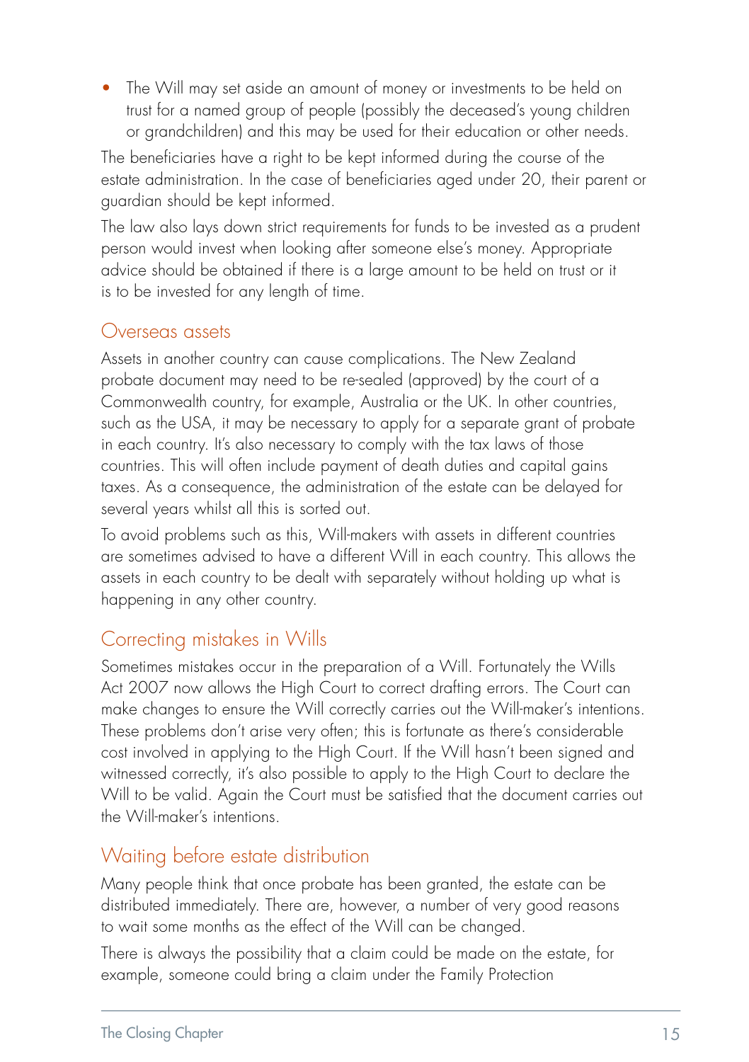- The Will may set aside an amount of money or investments to be held on trust for a named group of people (possibly the deceased's young children or grandchildren) and this may be used for their education or other needs.

The beneficiaries have a right to be kept informed during the course of the estate administration. In the case of beneficiaries aged under 20, their parent or guardian should be kept informed.

The law also lays down strict requirements for funds to be invested as a prudent person would invest when looking after someone else's money. Appropriate advice should be obtained if there is a large amount to be held on trust or it is to be invested for any length of time.

## Overseas assets

Assets in another country can cause complications. The New Zealand probate document may need to be re-sealed (approved) by the court of a Commonwealth country, for example, Australia or the UK. In other countries, such as the USA, it may be necessary to apply for a separate grant of probate in each country. It's also necessary to comply with the tax laws of those countries. This will often include payment of death duties and capital gains taxes. As a consequence, the administration of the estate can be delayed for several years whilst all this is sorted out.

To avoid problems such as this, Will-makers with assets in different countries are sometimes advised to have a different Will in each country. This allows the assets in each country to be dealt with separately without holding up what is happening in any other country.

## Correcting mistakes in Wills

Sometimes mistakes occur in the preparation of a Will. Fortunately the Wills Act 2007 now allows the High Court to correct drafting errors. The Court can make changes to ensure the Will correctly carries out the Will-maker's intentions. These problems don't arise very often; this is fortunate as there's considerable cost involved in applying to the High Court. If the Will hasn't been signed and witnessed correctly, it's also possible to apply to the High Court to declare the Will to be valid. Again the Court must be satisfied that the document carries out the Will-maker's intentions.

## Waiting before estate distribution

Many people think that once probate has been granted, the estate can be distributed immediately. There are, however, a number of very good reasons to wait some months as the effect of the Will can be changed.

There is always the possibility that a claim could be made on the estate, for example, someone could bring a claim under the Family Protection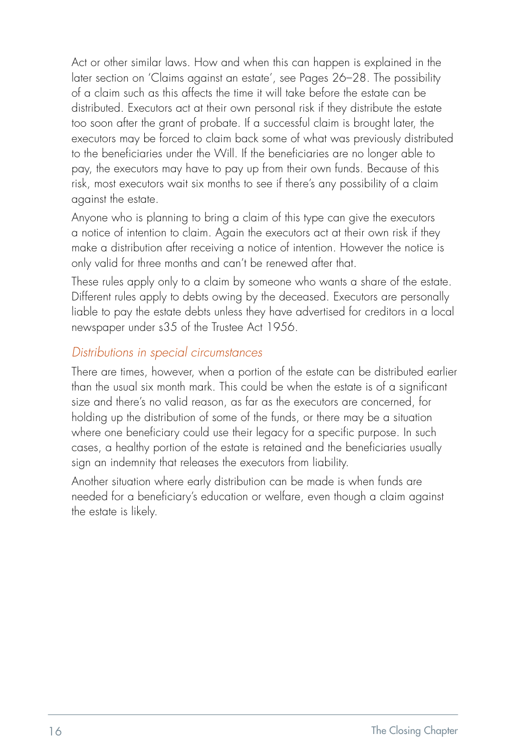Act or other similar laws. How and when this can happen is explained in the later section on 'Claims against an estate', see Pages 26–28. The possibility of a claim such as this affects the time it will take before the estate can be distributed. Executors act at their own personal risk if they distribute the estate too soon after the grant of probate. If a successful claim is brought later, the executors may be forced to claim back some of what was previously distributed to the beneficiaries under the Will. If the beneficiaries are no longer able to pay, the executors may have to pay up from their own funds. Because of this risk, most executors wait six months to see if there's any possibility of a claim against the estate.

Anyone who is planning to bring a claim of this type can give the executors a notice of intention to claim. Again the executors act at their own risk if they make a distribution after receiving a notice of intention. However the notice is only valid for three months and can't be renewed after that.

These rules apply only to a claim by someone who wants a share of the estate. Different rules apply to debts owing by the deceased. Executors are personally liable to pay the estate debts unless they have advertised for creditors in a local newspaper under s35 of the Trustee Act 1956.

### *Distributions in special circumstances*

There are times, however, when a portion of the estate can be distributed earlier than the usual six month mark. This could be when the estate is of a significant size and there's no valid reason, as far as the executors are concerned, for holding up the distribution of some of the funds, or there may be a situation where one beneficiary could use their legacy for a specific purpose. In such cases, a healthy portion of the estate is retained and the beneficiaries usually sign an indemnity that releases the executors from liability.

Another situation where early distribution can be made is when funds are needed for a beneficiary's education or welfare, even though a claim against the estate is likely.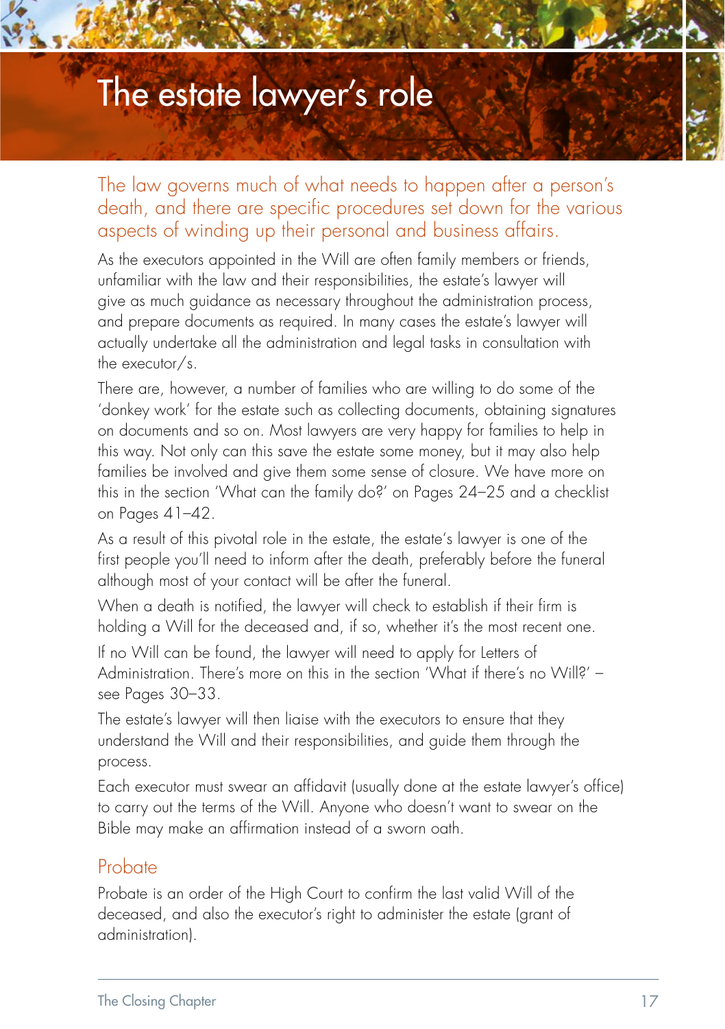# The estate lawyer's role

The law governs much of what needs to happen after a person's death, and there are specific procedures set down for the various aspects of winding up their personal and business affairs.

As the executors appointed in the Will are often family members or friends, unfamiliar with the law and their responsibilities, the estate's lawyer will give as much guidance as necessary throughout the administration process, and prepare documents as required. In many cases the estate's lawyer will actually undertake all the administration and legal tasks in consultation with the executor/s.

There are, however, a number of families who are willing to do some of the 'donkey work' for the estate such as collecting documents, obtaining signatures on documents and so on. Most lawyers are very happy for families to help in this way. Not only can this save the estate some money, but it may also help families be involved and give them some sense of closure. We have more on this in the section 'What can the family do?' on Pages 24–25 and a checklist on Pages 41–42.

As a result of this pivotal role in the estate, the estate's lawyer is one of the first people you'll need to inform after the death, preferably before the funeral although most of your contact will be after the funeral.

When a death is notified, the lawyer will check to establish if their firm is holding a Will for the deceased and, if so, whether it's the most recent one.

If no Will can be found, the lawyer will need to apply for Letters of Administration. There's more on this in the section 'What if there's no Will?' – see Pages 30–33.

The estate's lawyer will then liaise with the executors to ensure that they understand the Will and their responsibilities, and guide them through the process.

Each executor must swear an affidavit (usually done at the estate lawyer's office) to carry out the terms of the Will. Anyone who doesn't want to swear on the Bible may make an affirmation instead of a sworn oath.

## Probate

Probate is an order of the High Court to confirm the last valid Will of the deceased, and also the executor's right to administer the estate (grant of administration).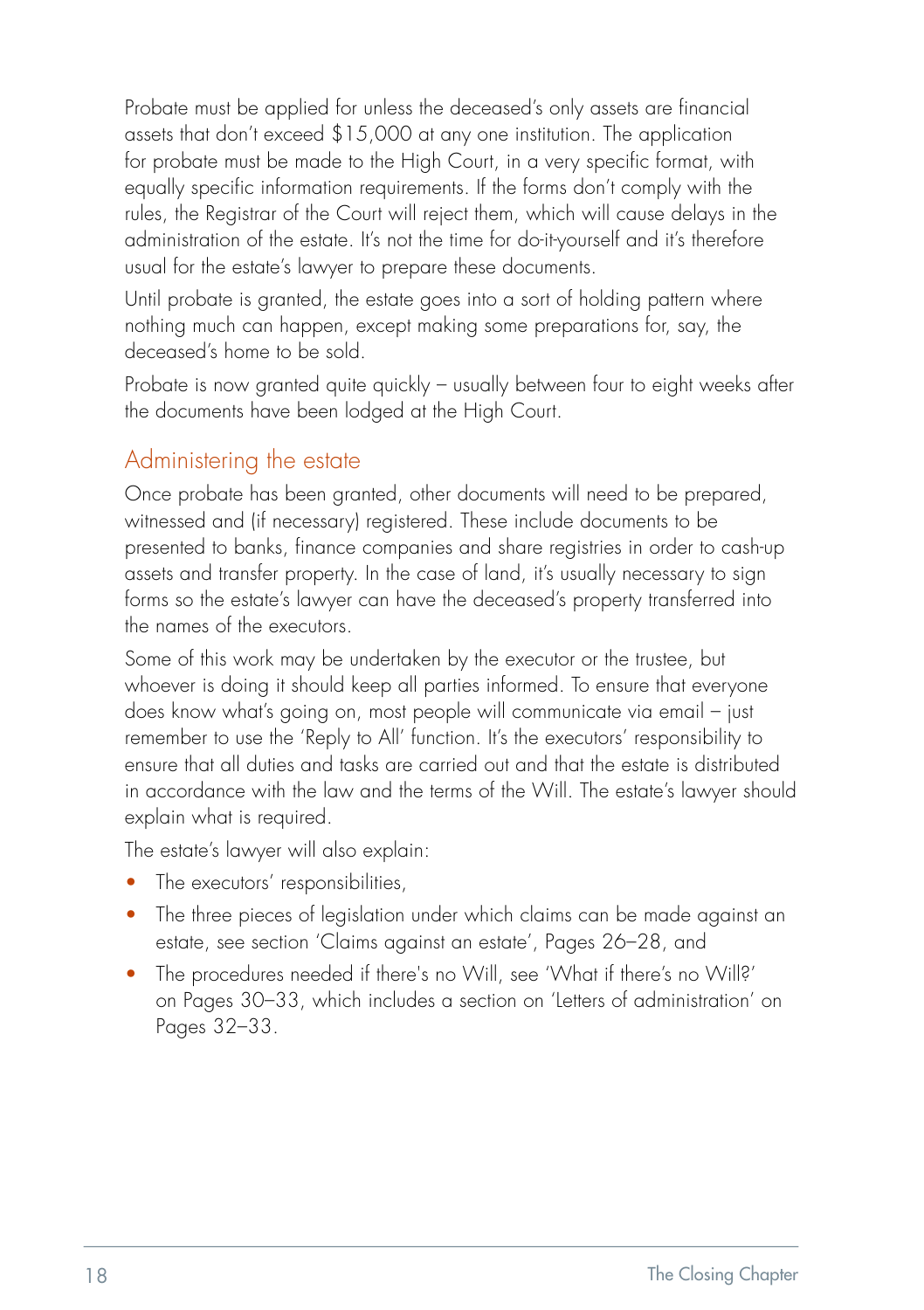Probate must be applied for unless the deceased's only assets are financial assets that don't exceed $15,000 at any one institution. The application for probate must be made to the High Court, in a very specific format, with equally specific information requirements. If the forms don't comply with the rules, the Registrar of the Court will reject them, which will cause delays in the administration of the estate. It's not the time for do-it-yourself and it's therefore usual for the estate's lawyer to prepare these documents.

Until probate is granted, the estate goes into a sort of holding pattern where nothing much can happen, except making some preparations for, say, the deceased's home to be sold.

Probate is now granted quite quickly – usually between four to eight weeks after the documents have been lodged at the High Court.

## Administering the estate

Once probate has been granted, other documents will need to be prepared, witnessed and (if necessary) registered. These include documents to be presented to banks, finance companies and share registries in order to cash-up assets and transfer property. In the case of land, it's usually necessary to sign forms so the estate's lawyer can have the deceased's property transferred into the names of the executors.

Some of this work may be undertaken by the executor or the trustee, but whoever is doing it should keep all parties informed. To ensure that everyone does know what's going on, most people will communicate via email – just remember to use the 'Reply to All' function. It's the executors' responsibility to ensure that all duties and tasks are carried out and that the estate is distributed in accordance with the law and the terms of the Will. The estate's lawyer should explain what is required.

The estate's lawyer will also explain:

- The executors' responsibilities,
- The three pieces of legislation under which claims can be made against an estate, see section 'Claims against an estate', Pages 26–28, and
- The procedures needed if there's no Will, see 'What if there's no Will?' on Pages 30–33, which includes a section on 'Letters of administration' on Pages 32–33.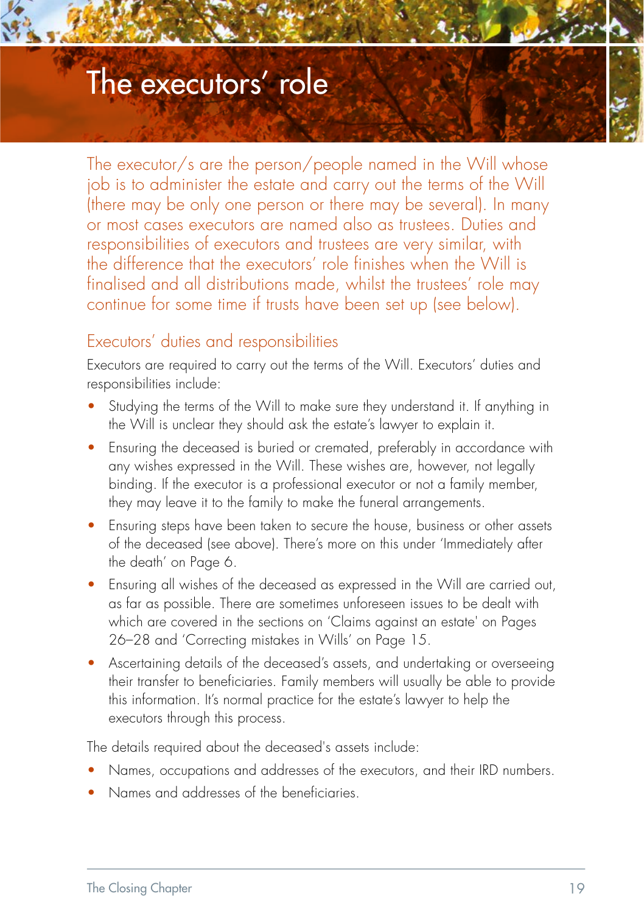# The executors' role

The executor/s are the person/people named in the Will whose job is to administer the estate and carry out the terms of the Will (there may be only one person or there may be several). In many or most cases executors are named also as trustees. Duties and responsibilities of executors and trustees are very similar, with the difference that the executors' role finishes when the Will is finalised and all distributions made, whilst the trustees' role may continue for some time if trusts have been set up (see below).

## Executors' duties and responsibilities

Executors are required to carry out the terms of the Will. Executors' duties and responsibilities include:

- Studying the terms of the Will to make sure they understand it. If anything in the Will is unclear they should ask the estate's lawyer to explain it.
- Ensuring the deceased is buried or cremated, preferably in accordance with any wishes expressed in the Will. These wishes are, however, not legally binding. If the executor is a professional executor or not a family member, they may leave it to the family to make the funeral arrangements.
- Ensuring steps have been taken to secure the house, business or other assets of the deceased (see above). There's more on this under 'Immediately after the death' on Page 6.
- Ensuring all wishes of the deceased as expressed in the Will are carried out, as far as possible. There are sometimes unforeseen issues to be dealt with which are covered in the sections on 'Claims against an estate' on Pages 26–28 and 'Correcting mistakes in Wills' on Page 15.
- Ascertaining details of the deceased's assets, and undertaking or overseeing their transfer to beneficiaries. Family members will usually be able to provide this information. It's normal practice for the estate's lawyer to help the executors through this process.

The details required about the deceased's assets include:

- Names, occupations and addresses of the executors, and their IRD numbers.
- Names and addresses of the beneficiaries.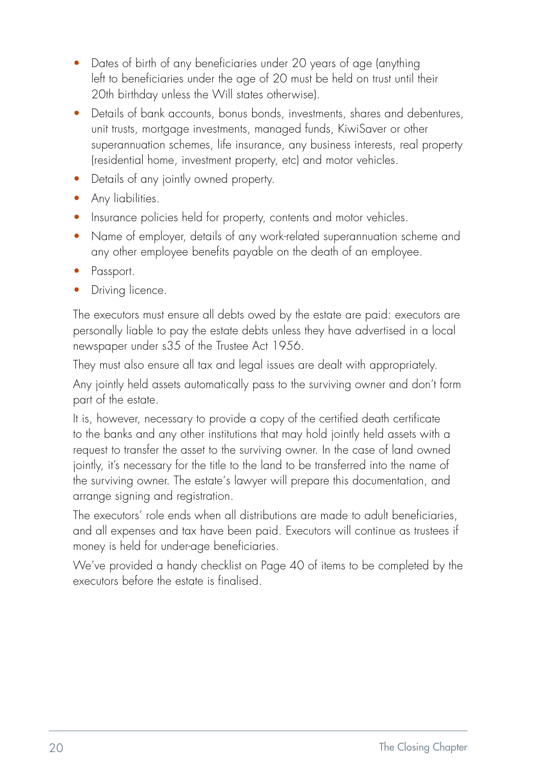- Dates of birth of any beneficiaries under 20 years of age (anything left to beneficiaries under the age of 20 must be held on trust until their 20th birthday unless the Will states otherwise).
- Details of bank accounts, bonus bonds, investments, shares and debentures, unit trusts, mortgage investments, managed funds, KiwiSaver or other superannuation schemes, life insurance, any business interests, real property (residential home, investment property, etc) and motor vehicles.
- Details of any jointly owned property.
- Any liabilities.
- Insurance policies held for property, contents and motor vehicles.
- Name of employer, details of any work-related superannuation scheme and any other employee benefits payable on the death of an employee.
- Passport.
- Driving licence.

The executors must ensure all debts owed by the estate are paid: executors are personally liable to pay the estate debts unless they have advertised in a local newspaper under s35 of the Trustee Act 1956.

They must also ensure all tax and legal issues are dealt with appropriately.

Any jointly held assets automatically pass to the surviving owner and don't form part of the estate.

It is, however, necessary to provide a copy of the certified death certificate to the banks and any other institutions that may hold jointly held assets with a request to transfer the asset to the surviving owner. In the case of land owned jointly, it's necessary for the title to the land to be transferred into the name of the surviving owner. The estate's lawyer will prepare this documentation, and arrange signing and registration.

The executors' role ends when all distributions are made to adult beneficiaries, and all expenses and tax have been paid. Executors will continue as trustees if money is held for under-age beneficiaries.

We've provided a handy checklist on Page 40 of items to be completed by the executors before the estate is finalised.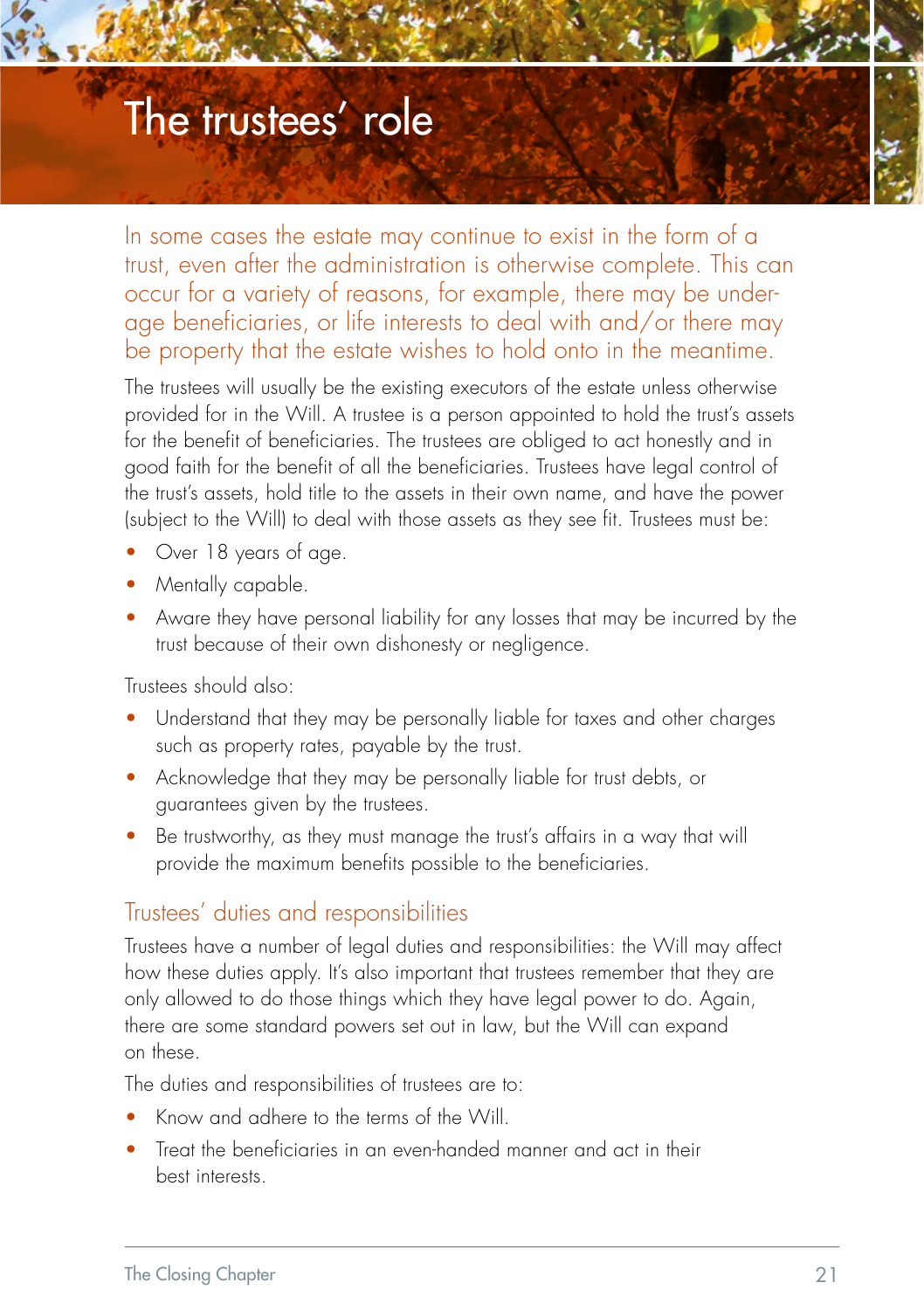# The trustees' role

In some cases the estate may continue to exist in the form of a trust, even after the administration is otherwise complete. This can occur for a variety of reasons, for example, there may be under-age beneficiaries, or life interests to deal with and/or there may be property that the estate wishes to hold onto in the meantime.

The trustees will usually be the existing executors of the estate unless otherwise provided for in the Will. A trustee is a person appointed to hold the trust's assets for the benefit of beneficiaries. The trustees are obliged to act honestly and in good faith for the benefit of all the beneficiaries. Trustees have legal control of the trust's assets, hold title to the assets in their own name, and have the power (subject to the Will) to deal with those assets as they see fit. Trustees must be:

- Over 18 years of age.
- Mentally capable.
- Aware they have personal liability for any losses that may be incurred by the trust because of their own dishonesty or negligence.

Trustees should also:

- Understand that they may be personally liable for taxes and other charges such as property rates, payable by the trust.
- Acknowledge that they may be personally liable for trust debts, or guarantees given by the trustees.
- Be trustworthy, as they must manage the trust's affairs in a way that will provide the maximum benefits possible to the beneficiaries.

## Trustees' duties and responsibilities

Trustees have a number of legal duties and responsibilities: the Will may affect how these duties apply. It's also important that trustees remember that they are only allowed to do those things which they have legal power to do. Again, there are some standard powers set out in law, but the Will can expand on these.

The duties and responsibilities of trustees are to:

- Know and adhere to the terms of the Will.
- Treat the beneficiaries in an even-handed manner and act in their best interests.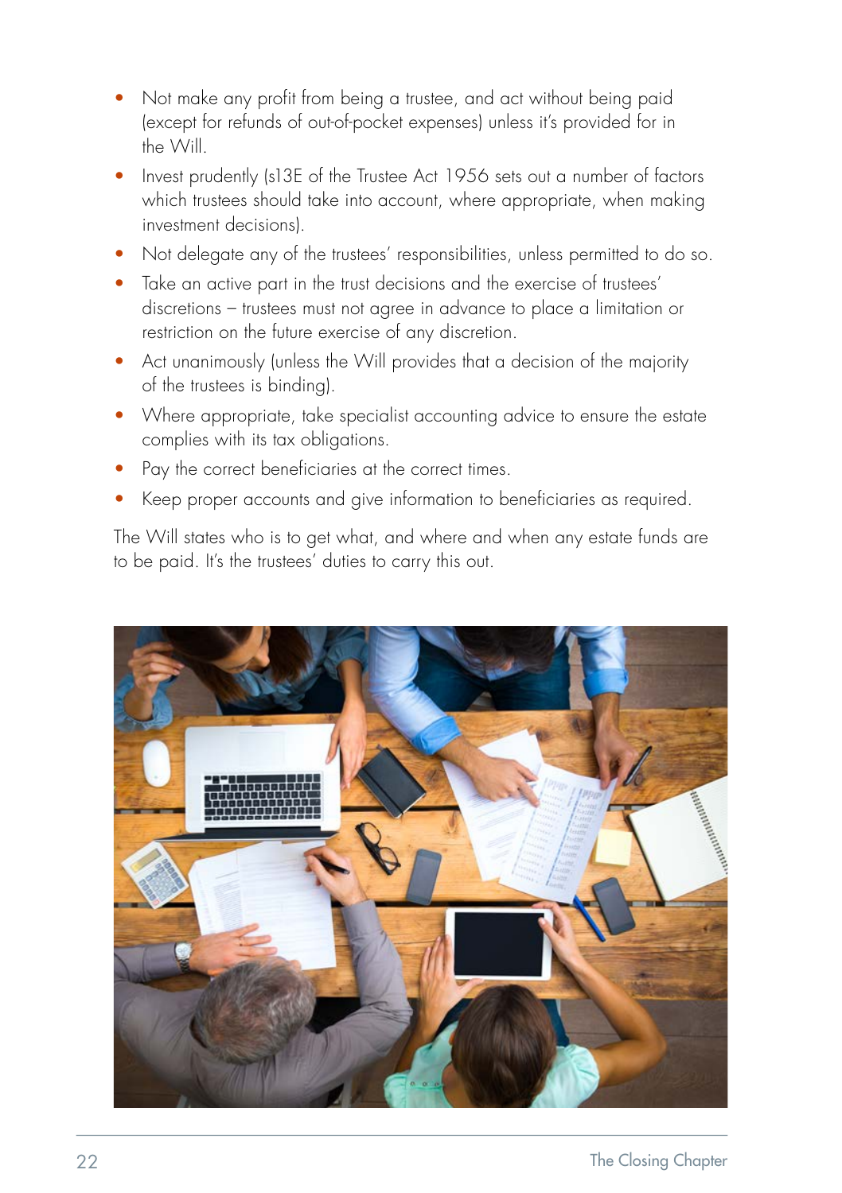- Not make any profit from being a trustee, and act without being paid (except for refunds of out-of-pocket expenses) unless it's provided for in the Will.
- Invest prudently (s13E of the Trustee Act 1956 sets out a number of factors which trustees should take into account, where appropriate, when making investment decisions).
- Not delegate any of the trustees' responsibilities, unless permitted to do so.
- Take an active part in the trust decisions and the exercise of trustees' discretions – trustees must not agree in advance to place a limitation or restriction on the future exercise of any discretion.
- Act unanimously (unless the Will provides that a decision of the majority of the trustees is binding).
- Where appropriate, take specialist accounting advice to ensure the estate complies with its tax obligations.
- Pay the correct beneficiaries at the correct times.
- Keep proper accounts and give information to beneficiaries as required.

The Will states who is to get what, and where and when any estate funds are to be paid. It's the trustees' duties to carry this out.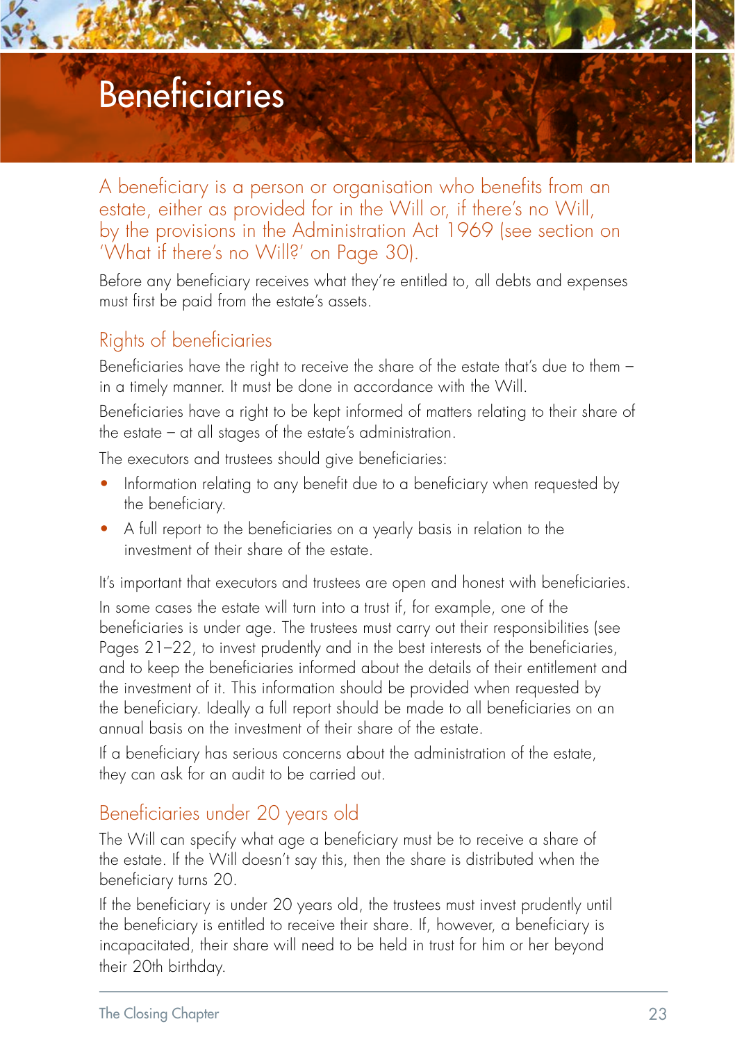# Beneficiaries

A beneficiary is a person or organisation who benefits from an estate, either as provided for in the Will or, if there's no Will, by the provisions in the Administration Act 1969 (see section on 'What if there's no Will?' on Page 30).

Before any beneficiary receives what they're entitled to, all debts and expenses must first be paid from the estate's assets.

## Rights of beneficiaries

Beneficiaries have the right to receive the share of the estate that's due to them – in a timely manner. It must be done in accordance with the Will.

Beneficiaries have a right to be kept informed of matters relating to their share of the estate – at all stages of the estate's administration.

The executors and trustees should give beneficiaries:

- Information relating to any benefit due to a beneficiary when requested by the beneficiary.
- A full report to the beneficiaries on a yearly basis in relation to the investment of their share of the estate.

It's important that executors and trustees are open and honest with beneficiaries.

In some cases the estate will turn into a trust if, for example, one of the beneficiaries is under age. The trustees must carry out their responsibilities (see Pages 21–22, to invest prudently and in the best interests of the beneficiaries, and to keep the beneficiaries informed about the details of their entitlement and the investment of it. This information should be provided when requested by the beneficiary. Ideally a full report should be made to all beneficiaries on an annual basis on the investment of their share of the estate.

If a beneficiary has serious concerns about the administration of the estate, they can ask for an audit to be carried out.

## Beneficiaries under 20 years old

The Will can specify what age a beneficiary must be to receive a share of the estate. If the Will doesn't say this, then the share is distributed when the beneficiary turns 20.

If the beneficiary is under 20 years old, the trustees must invest prudently until the beneficiary is entitled to receive their share. If, however, a beneficiary is incapacitated, their share will need to be held in trust for him or her beyond their 20th birthday.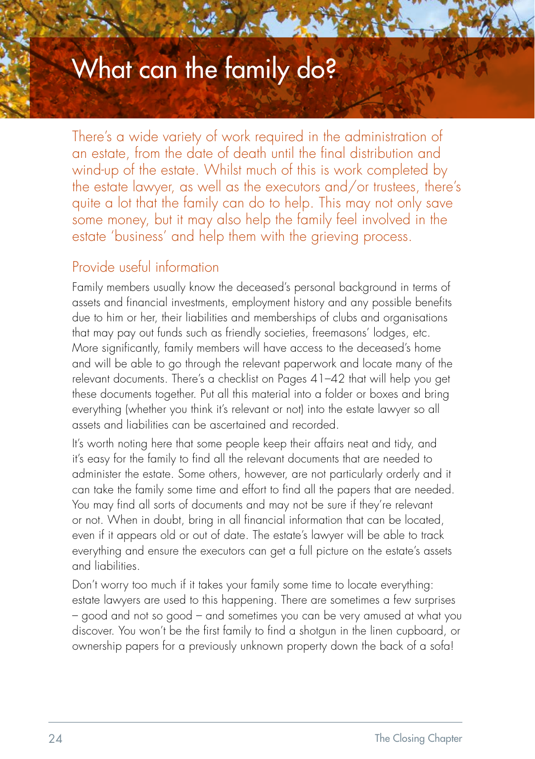# What can the family do?

There's a wide variety of work required in the administration of an estate, from the date of death until the final distribution and wind-up of the estate. Whilst much of this is work completed by the estate lawyer, as well as the executors and/or trustees, there's quite a lot that the family can do to help. This may not only save some money, but it may also help the family feel involved in the estate 'business' and help them with the grieving process.

## Provide useful information

Family members usually know the deceased's personal background in terms of assets and financial investments, employment history and any possible benefits due to him or her, their liabilities and memberships of clubs and organisations that may pay out funds such as friendly societies, freemasons' lodges, etc. More significantly, family members will have access to the deceased's home and will be able to go through the relevant paperwork and locate many of the relevant documents. There's a checklist on Pages 41–42 that will help you get these documents together. Put all this material into a folder or boxes and bring everything (whether you think it's relevant or not) into the estate lawyer so all assets and liabilities can be ascertained and recorded.

It's worth noting here that some people keep their affairs neat and tidy, and it's easy for the family to find all the relevant documents that are needed to administer the estate. Some others, however, are not particularly orderly and it can take the family some time and effort to find all the papers that are needed. You may find all sorts of documents and may not be sure if they're relevant or not. When in doubt, bring in all financial information that can be located, even if it appears old or out of date. The estate's lawyer will be able to track everything and ensure the executors can get a full picture on the estate's assets and liabilities.

Don't worry too much if it takes your family some time to locate everything: estate lawyers are used to this happening. There are sometimes a few surprises – good and not so good – and sometimes you can be very amused at what you discover. You won't be the first family to find a shotgun in the linen cupboard, or ownership papers for a previously unknown property down the back of a sofa!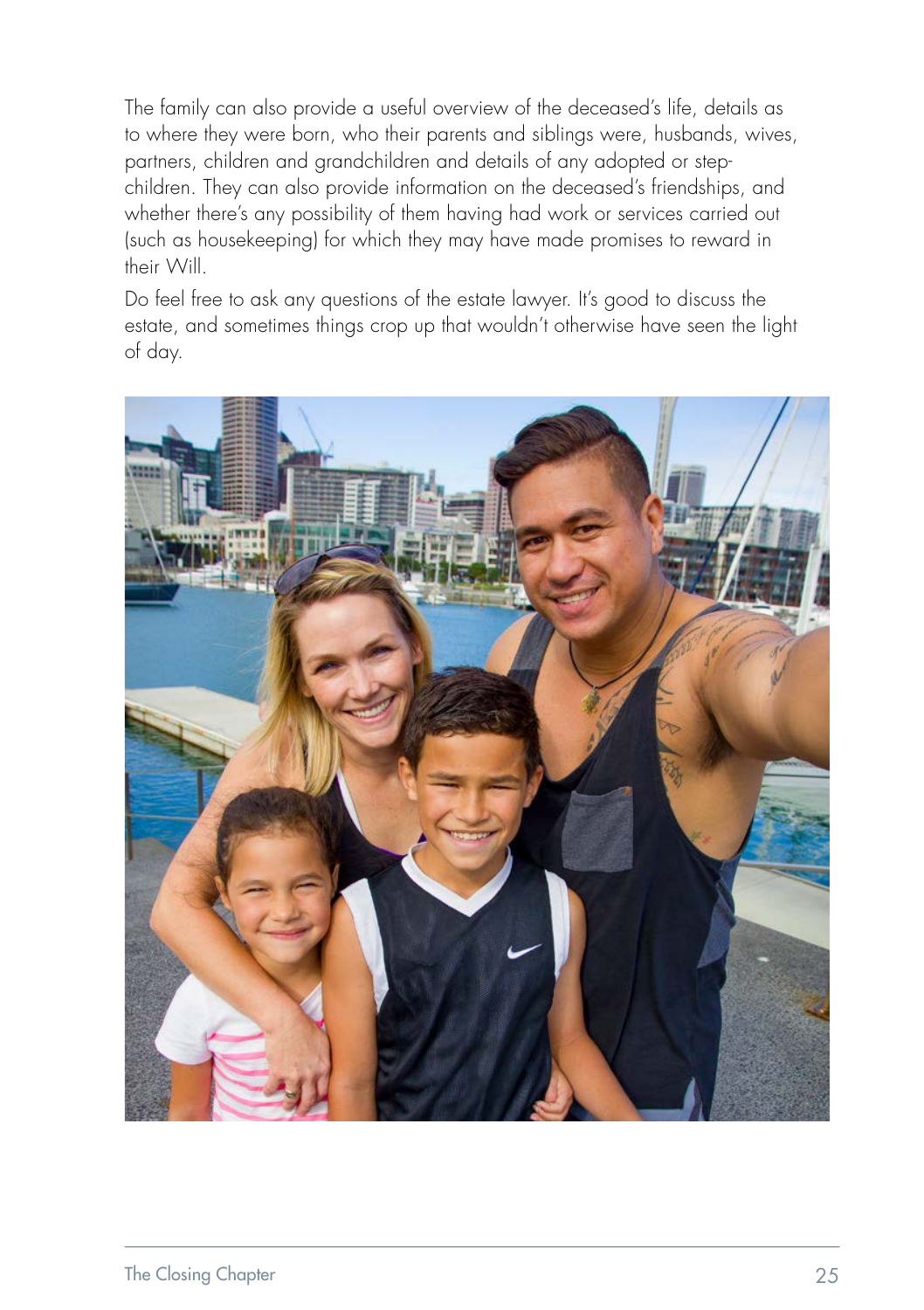The family can also provide a useful overview of the deceased's life, details as to where they were born, who their parents and siblings were, husbands, wives, partners, children and grandchildren and details of any adopted or step-children. They can also provide information on the deceased's friendships, and whether there's any possibility of them having had work or services carried out (such as housekeeping) for which they may have made promises to reward in their Will.

Do feel free to ask any questions of the estate lawyer. It's good to discuss the estate, and sometimes things crop up that wouldn't otherwise have seen the light of day.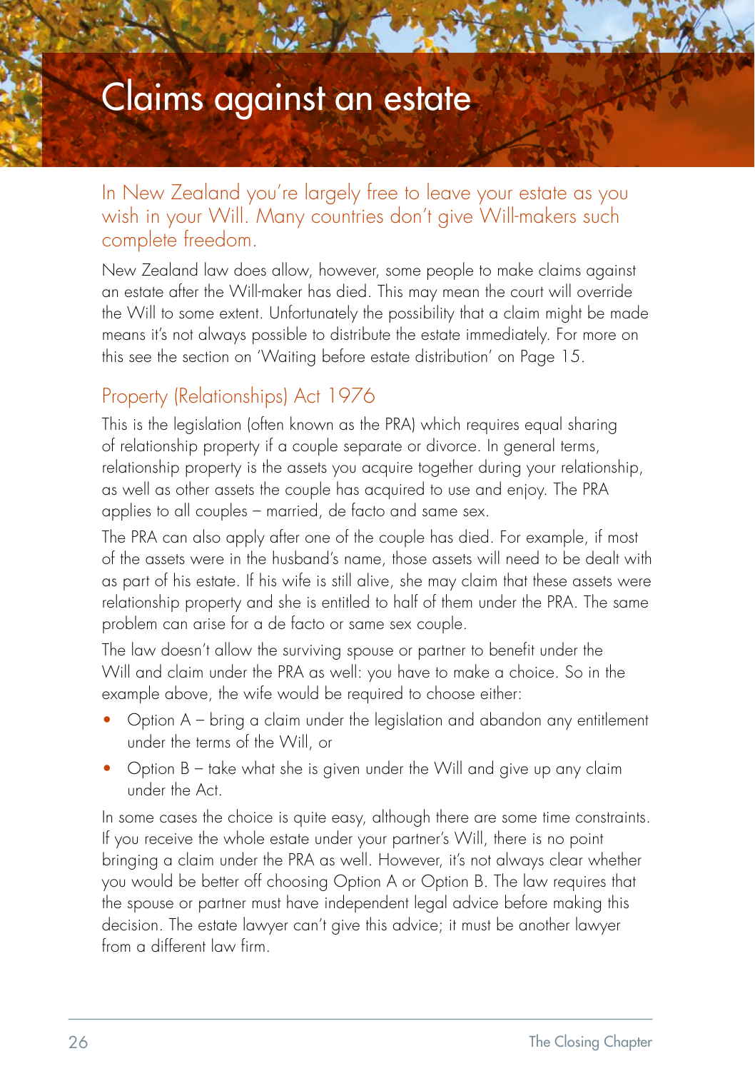# Claims against an estate

In New Zealand you're largely free to leave your estate as you wish in your Will. Many countries don't give Will-makers such complete freedom.

New Zealand law does allow, however, some people to make claims against an estate after the Will-maker has died. This may mean the court will override the Will to some extent. Unfortunately the possibility that a claim might be made means it's not always possible to distribute the estate immediately. For more on this see the section on 'Waiting before estate distribution' on Page 15.

## Property (Relationships) Act 1976

This is the legislation (often known as the PRA) which requires equal sharing of relationship property if a couple separate or divorce. In general terms, relationship property is the assets you acquire together during your relationship, as well as other assets the couple has acquired to use and enjoy. The PRA applies to all couples – married, de facto and same sex.

The PRA can also apply after one of the couple has died. For example, if most of the assets were in the husband's name, those assets will need to be dealt with as part of his estate. If his wife is still alive, she may claim that these assets were relationship property and she is entitled to half of them under the PRA. The same problem can arise for a de facto or same sex couple.

The law doesn't allow the surviving spouse or partner to benefit under the Will and claim under the PRA as well: you have to make a choice. So in the example above, the wife would be required to choose either:

- Option A – bring a claim under the legislation and abandon any entitlement under the terms of the Will, or
- Option B – take what she is given under the Will and give up any claim under the Act.

In some cases the choice is quite easy, although there are some time constraints. If you receive the whole estate under your partner's Will, there is no point bringing a claim under the PRA as well. However, it's not always clear whether you would be better off choosing Option A or Option B. The law requires that the spouse or partner must have independent legal advice before making this decision. The estate lawyer can't give this advice; it must be another lawyer from a different law firm.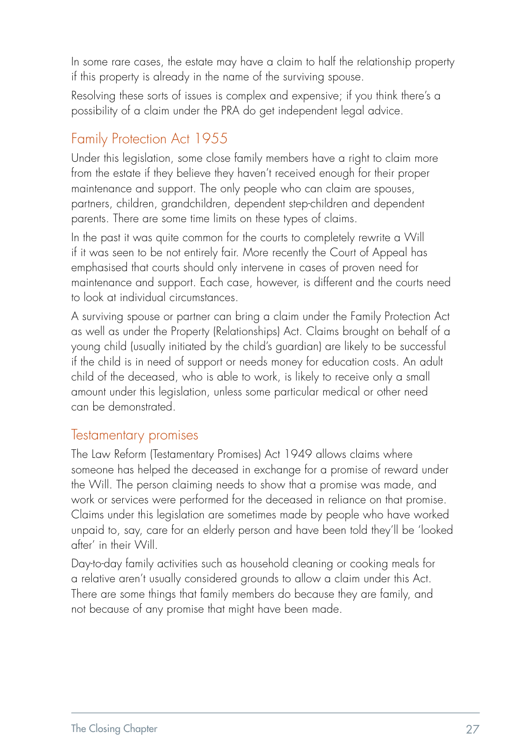In some rare cases, the estate may have a claim to half the relationship property if this property is already in the name of the surviving spouse.

Resolving these sorts of issues is complex and expensive; if you think there's a possibility of a claim under the PRA do get independent legal advice.

## Family Protection Act 1955

Under this legislation, some close family members have a right to claim more from the estate if they believe they haven't received enough for their proper maintenance and support. The only people who can claim are spouses, partners, children, grandchildren, dependent step-children and dependent parents. There are some time limits on these types of claims.

In the past it was quite common for the courts to completely rewrite a Will if it was seen to be not entirely fair. More recently the Court of Appeal has emphasised that courts should only intervene in cases of proven need for maintenance and support. Each case, however, is different and the courts need to look at individual circumstances.

A surviving spouse or partner can bring a claim under the Family Protection Act as well as under the Property (Relationships) Act. Claims brought on behalf of a young child (usually initiated by the child's guardian) are likely to be successful if the child is in need of support or needs money for education costs. An adult child of the deceased, who is able to work, is likely to receive only a small amount under this legislation, unless some particular medical or other need can be demonstrated.

## Testamentary promises

The Law Reform (Testamentary Promises) Act 1949 allows claims where someone has helped the deceased in exchange for a promise of reward under the Will. The person claiming needs to show that a promise was made, and work or services were performed for the deceased in reliance on that promise. Claims under this legislation are sometimes made by people who have worked unpaid to, say, care for an elderly person and have been told they'll be 'looked after' in their Will.

Day-to-day family activities such as household cleaning or cooking meals for a relative aren't usually considered grounds to allow a claim under this Act. There are some things that family members do because they are family, and not because of any promise that might have been made.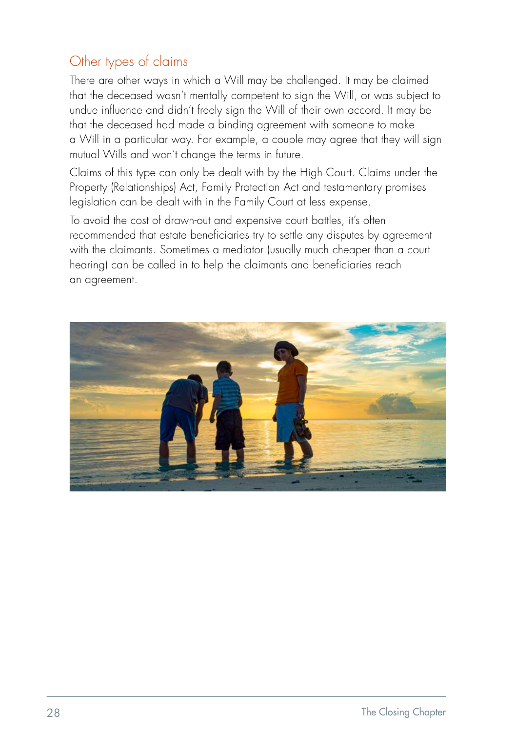## Other types of claims

There are other ways in which a Will may be challenged. It may be claimed that the deceased wasn't mentally competent to sign the Will, or was subject to undue influence and didn't freely sign the Will of their own accord. It may be that the deceased had made a binding agreement with someone to make a Will in a particular way. For example, a couple may agree that they will sign mutual Wills and won't change the terms in future.

Claims of this type can only be dealt with by the High Court. Claims under the Property (Relationships) Act, Family Protection Act and testamentary promises legislation can be dealt with in the Family Court at less expense.

To avoid the cost of drawn-out and expensive court battles, it's often recommended that estate beneficiaries try to settle any disputes by agreement with the claimants. Sometimes a mediator (usually much cheaper than a court hearing) can be called in to help the claimants and beneficiaries reach an agreement.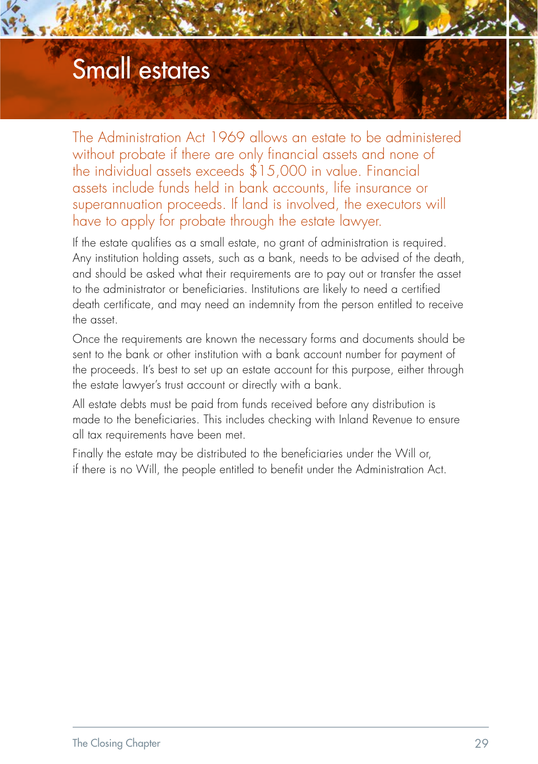# Small estates

The Administration Act 1969 allows an estate to be administered without probate if there are only financial assets and none of the individual assets exceeds $15,000 in value. Financial assets include funds held in bank accounts, life insurance or superannuation proceeds. If land is involved, the executors will have to apply for probate through the estate lawyer.

If the estate qualifies as a small estate, no grant of administration is required. Any institution holding assets, such as a bank, needs to be advised of the death, and should be asked what their requirements are to pay out or transfer the asset to the administrator or beneficiaries. Institutions are likely to need a certified death certificate, and may need an indemnity from the person entitled to receive the asset.

Once the requirements are known the necessary forms and documents should be sent to the bank or other institution with a bank account number for payment of the proceeds. It's best to set up an estate account for this purpose, either through the estate lawyer's trust account or directly with a bank.

All estate debts must be paid from funds received before any distribution is made to the beneficiaries. This includes checking with Inland Revenue to ensure all tax requirements have been met.

Finally the estate may be distributed to the beneficiaries under the Will or, if there is no Will, the people entitled to benefit under the Administration Act.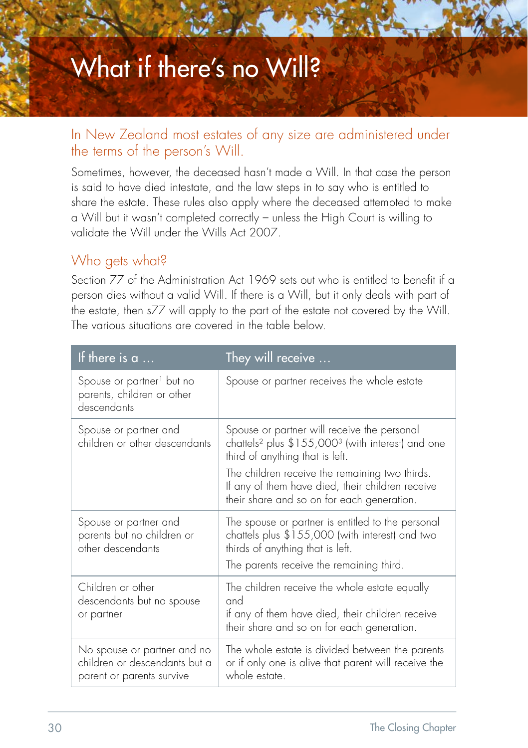# What if there's no Will?

## In New Zealand most estates of any size are administered under the terms of the person's Will.

Sometimes, however, the deceased hasn't made a Will. In that case the person is said to have died intestate, and the law steps in to say who is entitled to share the estate. These rules also apply where the deceased attempted to make a Will but it wasn't completed correctly – unless the High Court is willing to validate the Will under the Wills Act 2007.

## Who gets what?

Section 77 of the Administration Act 1969 sets out who is entitled to benefit if a person dies without a valid Will. If there is a Will, but it only deals with part of the estate, then s77 will apply to the part of the estate not covered by the Will. The various situations are covered in the table below.

| If there is a … | They will receive … |
|---|---|
| Spouse or partner[1] but no parents, children or other descendants | Spouse or partner receives the whole estate |
| Spouse or partner and children or other descendants | Spouse or partner will receive the personal chattels[2] plus $155,000[3] (with interest) and one third of anything that is left.<br><br>The children receive the remaining two thirds. If any of them have died, their children receive their share and so on for each generation. |
| Spouse or partner and parents but no children or other descendants | The spouse or partner is entitled to the personal chattels plus $155,000 (with interest) and two thirds of anything that is left.<br><br>The parents receive the remaining third. |
| Children or other descendants but no spouse or partner | The children receive the whole estate equally and if any of them have died, their children receive their share and so on for each generation. |
| No spouse or partner and no children or descendants but a parent or parents survive | The whole estate is divided between the parents or if only one is alive that parent will receive the whole estate. |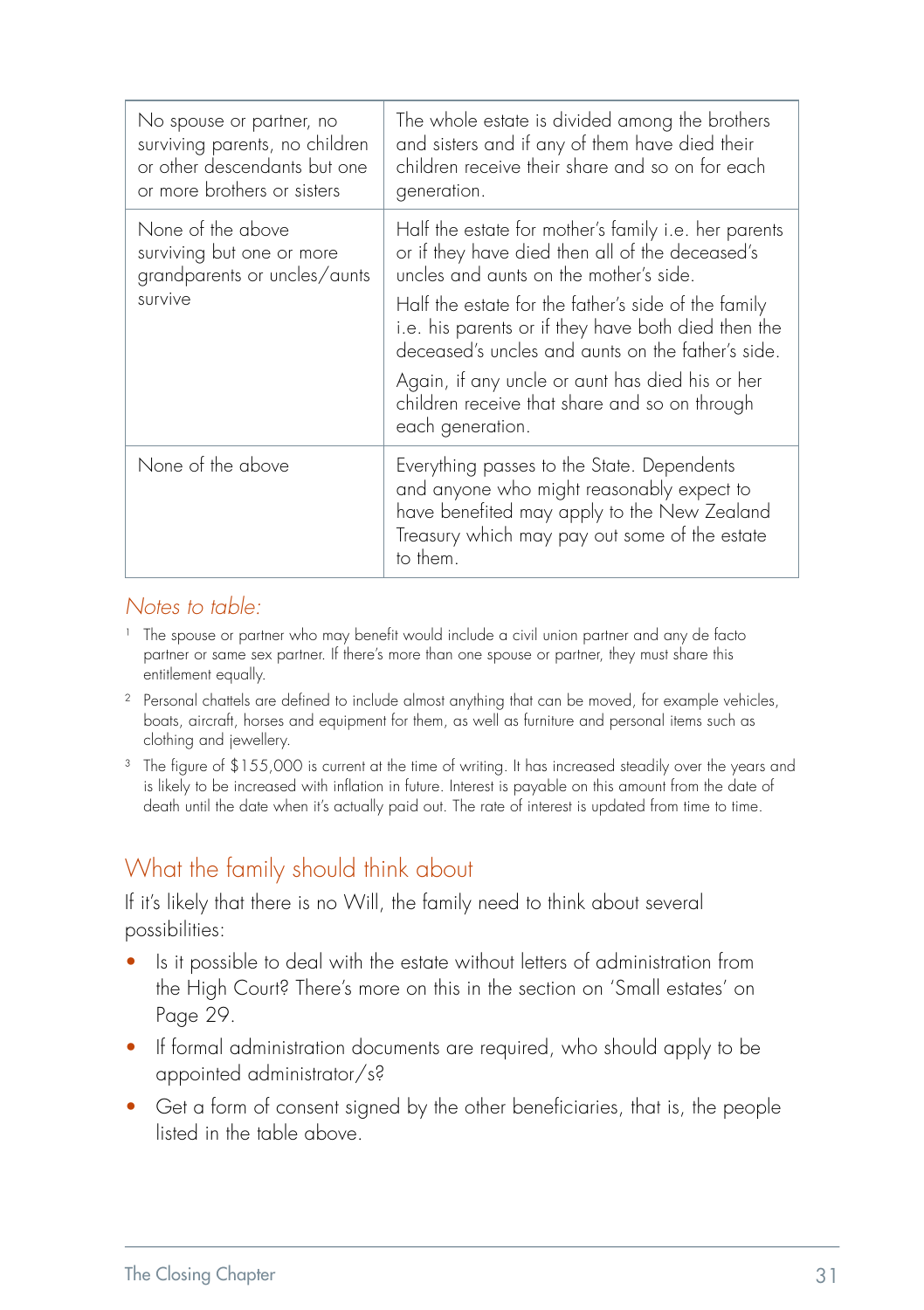| No spouse or partner, no surviving parents, no children or other descendants but one or more brothers or sisters | The whole estate is divided among the brothers and sisters and if any of them have died their children receive their share and so on for each generation. |
|---|---|
| None of the above surviving but one or more grandparents or uncles/aunts survive | Half the estate for mother's family i.e. her parents or if they have died then all of the deceased's uncles and aunts on the mother's side.<br><br>Half the estate for the father's side of the family i.e. his parents or if they have both died then the deceased's uncles and aunts on the father's side.<br><br>Again, if any uncle or aunt has died his or her children receive that share and so on through each generation. |
| None of the above | Everything passes to the State. Dependents and anyone who might reasonably expect to have benefited may apply to the New Zealand Treasury which may pay out some of the estate to them. |

*Notes to table:*

1. The spouse or partner who may benefit would include a civil union partner and any de facto partner or same sex partner. If there's more than one spouse or partner, they must share this entitlement equally.
2. Personal chattels are defined to include almost anything that can be moved, for example vehicles, boats, aircraft, horses and equipment for them, as well as furniture and personal items such as clothing and jewellery.
3. The figure of $155,000 is current at the time of writing. It has increased steadily over the years and is likely to be increased with inflation in future. Interest is payable on this amount from the date of death until the date when it's actually paid out. The rate of interest is updated from time to time.

## What the family should think about

If it's likely that there is no Will, the family need to think about several possibilities:

- Is it possible to deal with the estate without letters of administration from the High Court? There's more on this in the section on 'Small estates' on Page 29.
- If formal administration documents are required, who should apply to be appointed administrator/s?
- Get a form of consent signed by the other beneficiaries, that is, the people listed in the table above.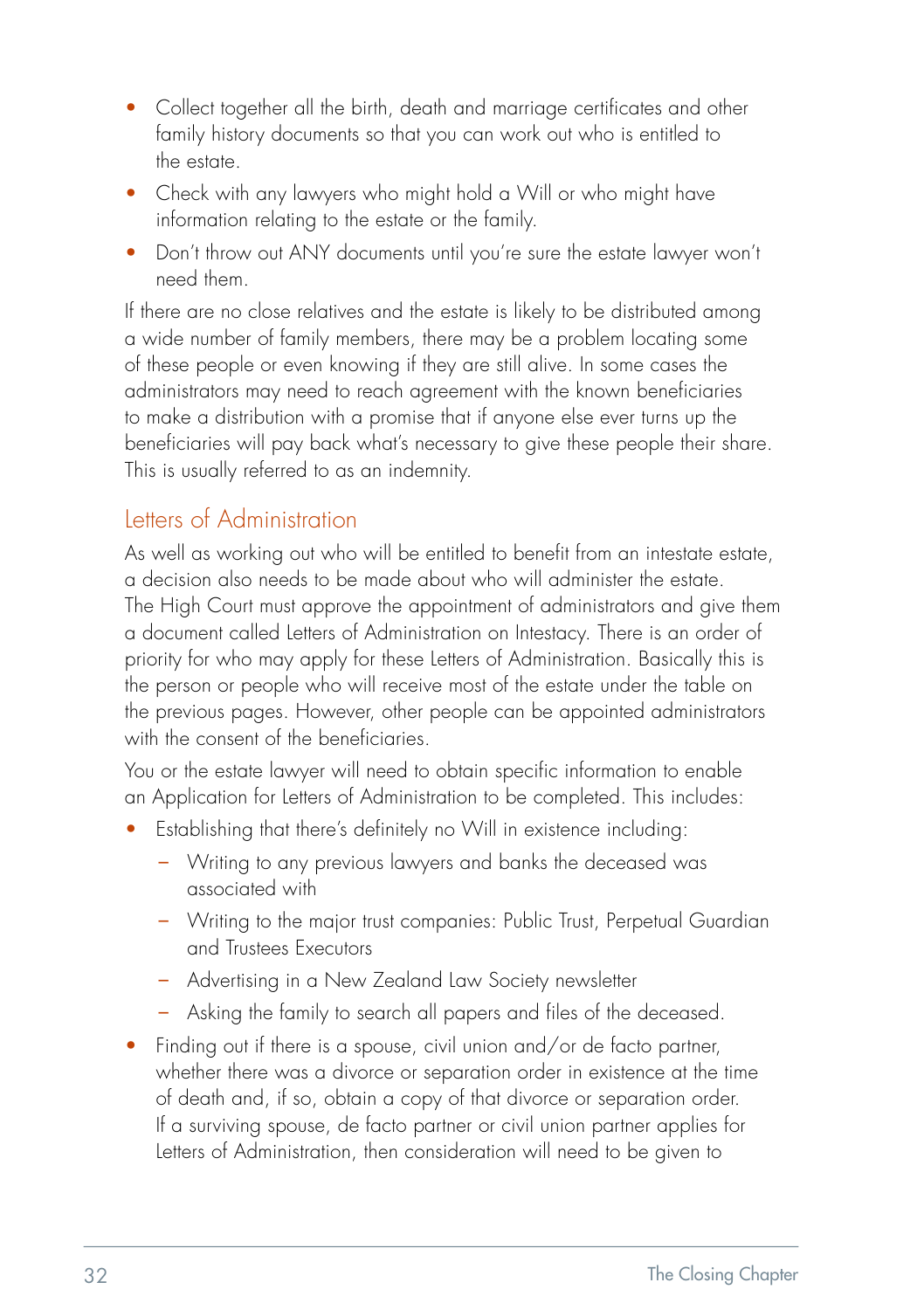- Collect together all the birth, death and marriage certificates and other family history documents so that you can work out who is entitled to the estate.
- Check with any lawyers who might hold a Will or who might have information relating to the estate or the family.
- Don't throw out ANY documents until you're sure the estate lawyer won't need them.

If there are no close relatives and the estate is likely to be distributed among a wide number of family members, there may be a problem locating some of these people or even knowing if they are still alive. In some cases the administrators may need to reach agreement with the known beneficiaries to make a distribution with a promise that if anyone else ever turns up the beneficiaries will pay back what's necessary to give these people their share. This is usually referred to as an indemnity.

## Letters of Administration

As well as working out who will be entitled to benefit from an intestate estate, a decision also needs to be made about who will administer the estate. The High Court must approve the appointment of administrators and give them a document called Letters of Administration on Intestacy. There is an order of priority for who may apply for these Letters of Administration. Basically this is the person or people who will receive most of the estate under the table on the previous pages. However, other people can be appointed administrators with the consent of the beneficiaries.

You or the estate lawyer will need to obtain specific information to enable an Application for Letters of Administration to be completed. This includes:

- Establishing that there's definitely no Will in existence including:
  - Writing to any previous lawyers and banks the deceased was associated with
  - Writing to the major trust companies: Public Trust, Perpetual Guardian and Trustees Executors
  - Advertising in a New Zealand Law Society newsletter
  - Asking the family to search all papers and files of the deceased.
- Finding out if there is a spouse, civil union and/or de facto partner, whether there was a divorce or separation order in existence at the time of death and, if so, obtain a copy of that divorce or separation order. If a surviving spouse, de facto partner or civil union partner applies for Letters of Administration, then consideration will need to be given to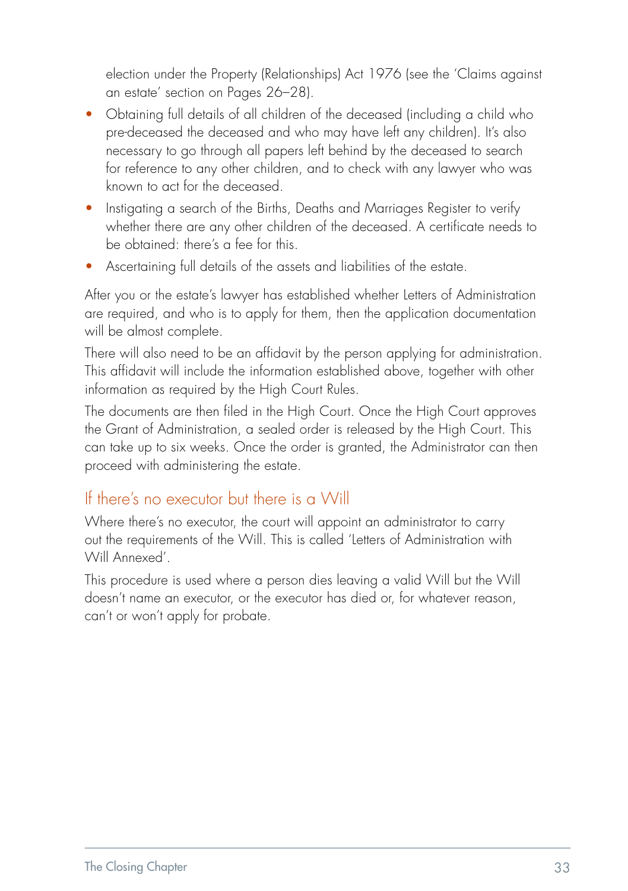election under the Property (Relationships) Act 1976 (see the 'Claims against an estate' section on Pages 26–28).

- Obtaining full details of all children of the deceased (including a child who pre-deceased the deceased and who may have left any children). It's also necessary to go through all papers left behind by the deceased to search for reference to any other children, and to check with any lawyer who was known to act for the deceased.
- Instigating a search of the Births, Deaths and Marriages Register to verify whether there are any other children of the deceased. A certificate needs to be obtained: there's a fee for this.
- Ascertaining full details of the assets and liabilities of the estate.

After you or the estate's lawyer has established whether Letters of Administration are required, and who is to apply for them, then the application documentation will be almost complete.

There will also need to be an affidavit by the person applying for administration. This affidavit will include the information established above, together with other information as required by the High Court Rules.

The documents are then filed in the High Court. Once the High Court approves the Grant of Administration, a sealed order is released by the High Court. This can take up to six weeks. Once the order is granted, the Administrator can then proceed with administering the estate.

## If there's no executor but there is a Will

Where there's no executor, the court will appoint an administrator to carry out the requirements of the Will. This is called 'Letters of Administration with Will Annexed'.

This procedure is used where a person dies leaving a valid Will but the Will doesn't name an executor, or the executor has died or, for whatever reason, can't or won't apply for probate.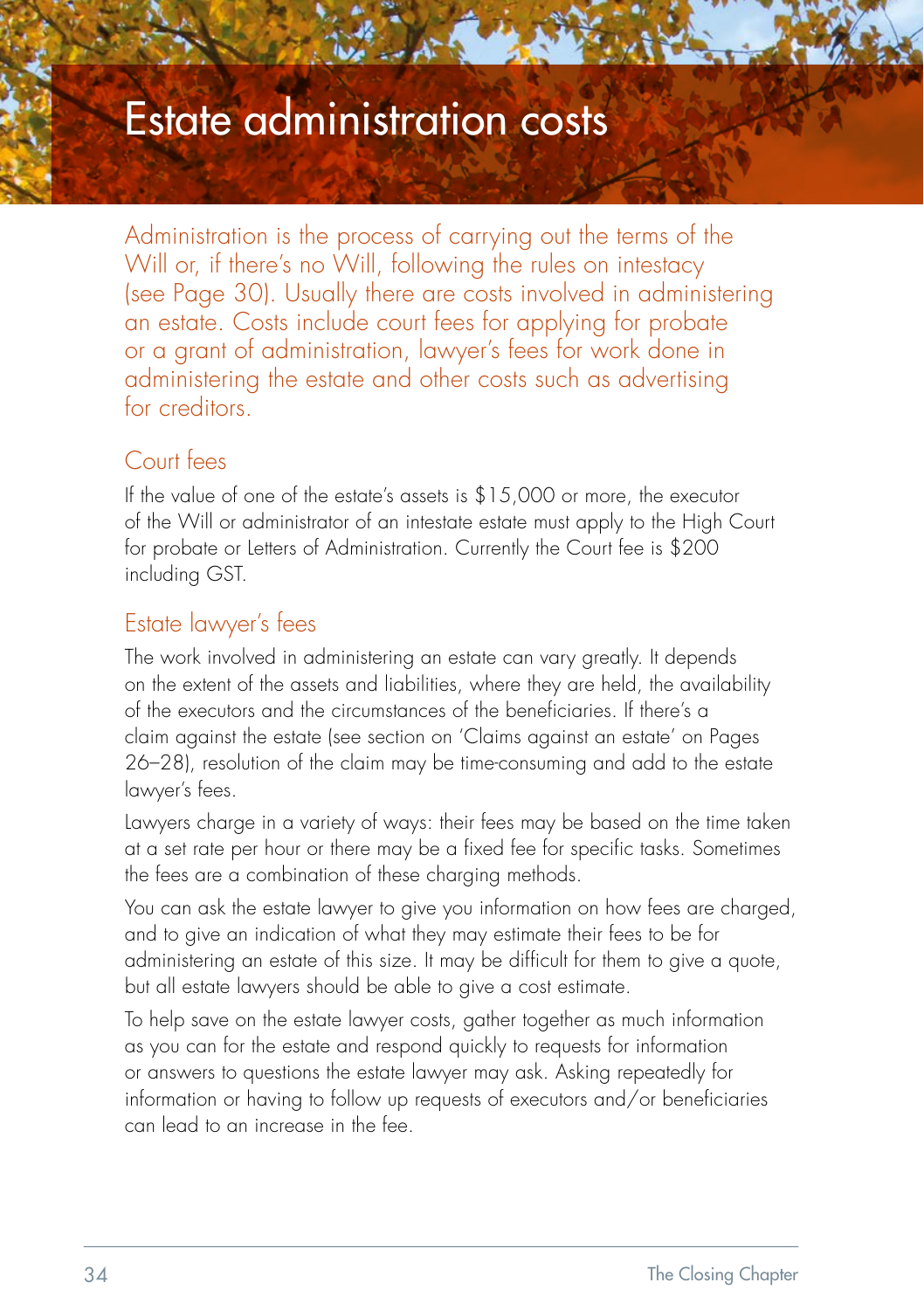# Estate administration costs

Administration is the process of carrying out the terms of the Will or, if there's no Will, following the rules on intestacy (see Page 30). Usually there are costs involved in administering an estate. Costs include court fees for applying for probate or a grant of administration, lawyer's fees for work done in administering the estate and other costs such as advertising for creditors.

## Court fees

If the value of one of the estate's assets is $15,000 or more, the executor of the Will or administrator of an intestate estate must apply to the High Court for probate or Letters of Administration. Currently the Court fee is $200 including GST.

## Estate lawyer's fees

The work involved in administering an estate can vary greatly. It depends on the extent of the assets and liabilities, where they are held, the availability of the executors and the circumstances of the beneficiaries. If there's a claim against the estate (see section on 'Claims against an estate' on Pages 26–28), resolution of the claim may be time-consuming and add to the estate lawyer's fees.

Lawyers charge in a variety of ways: their fees may be based on the time taken at a set rate per hour or there may be a fixed fee for specific tasks. Sometimes the fees are a combination of these charging methods.

You can ask the estate lawyer to give you information on how fees are charged, and to give an indication of what they may estimate their fees to be for administering an estate of this size. It may be difficult for them to give a quote, but all estate lawyers should be able to give a cost estimate.

To help save on the estate lawyer costs, gather together as much information as you can for the estate and respond quickly to requests for information or answers to questions the estate lawyer may ask. Asking repeatedly for information or having to follow up requests of executors and/or beneficiaries can lead to an increase in the fee.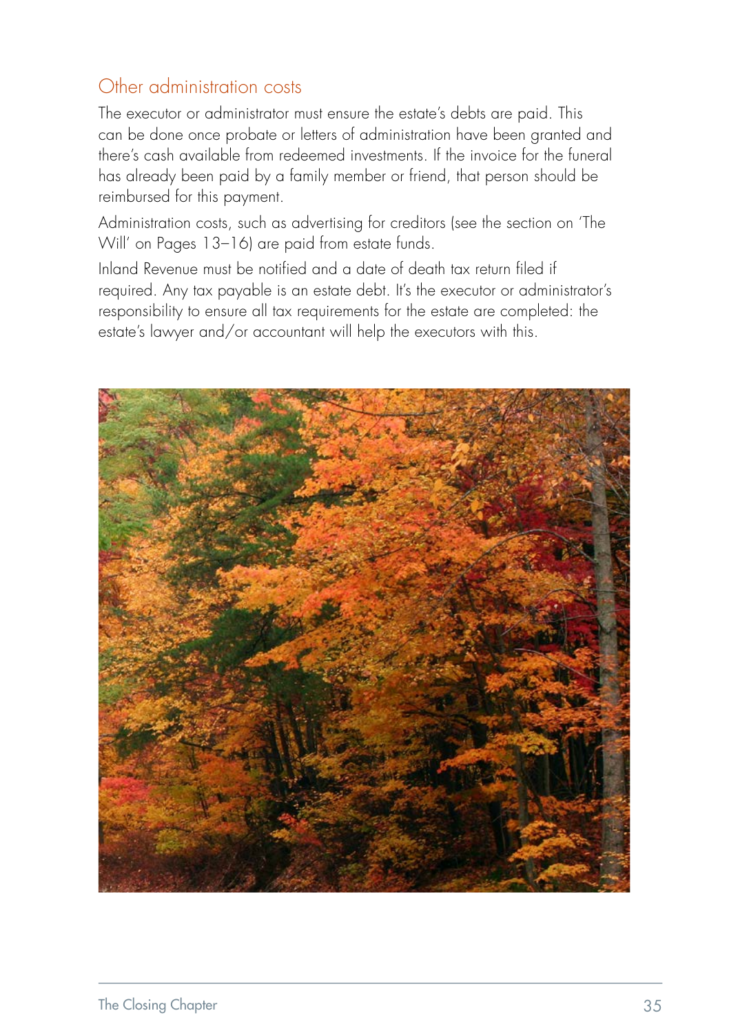## Other administration costs

The executor or administrator must ensure the estate's debts are paid. This can be done once probate or letters of administration have been granted and there's cash available from redeemed investments. If the invoice for the funeral has already been paid by a family member or friend, that person should be reimbursed for this payment.

Administration costs, such as advertising for creditors (see the section on 'The Will' on Pages 13–16) are paid from estate funds.

Inland Revenue must be notified and a date of death tax return filed if required. Any tax payable is an estate debt. It's the executor or administrator's responsibility to ensure all tax requirements for the estate are completed: the estate's lawyer and/or accountant will help the executors with this.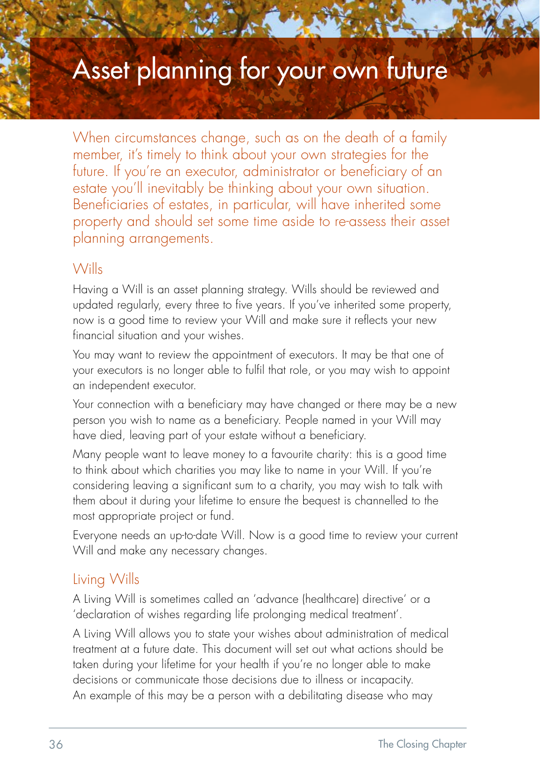# Asset planning for your own future

When circumstances change, such as on the death of a family member, it's timely to think about your own strategies for the future. If you're an executor, administrator or beneficiary of an estate you'll inevitably be thinking about your own situation. Beneficiaries of estates, in particular, will have inherited some property and should set some time aside to re-assess their asset planning arrangements.

## Wills

Having a Will is an asset planning strategy. Wills should be reviewed and updated regularly, every three to five years. If you've inherited some property, now is a good time to review your Will and make sure it reflects your new financial situation and your wishes.

You may want to review the appointment of executors. It may be that one of your executors is no longer able to fulfil that role, or you may wish to appoint an independent executor.

Your connection with a beneficiary may have changed or there may be a new person you wish to name as a beneficiary. People named in your Will may have died, leaving part of your estate without a beneficiary.

Many people want to leave money to a favourite charity: this is a good time to think about which charities you may like to name in your Will. If you're considering leaving a significant sum to a charity, you may wish to talk with them about it during your lifetime to ensure the bequest is channelled to the most appropriate project or fund.

Everyone needs an up-to-date Will. Now is a good time to review your current Will and make any necessary changes.

## Living Wills

A Living Will is sometimes called an 'advance (healthcare) directive' or a 'declaration of wishes regarding life prolonging medical treatment'.

A Living Will allows you to state your wishes about administration of medical treatment at a future date. This document will set out what actions should be taken during your lifetime for your health if you're no longer able to make decisions or communicate those decisions due to illness or incapacity. An example of this may be a person with a debilitating disease who may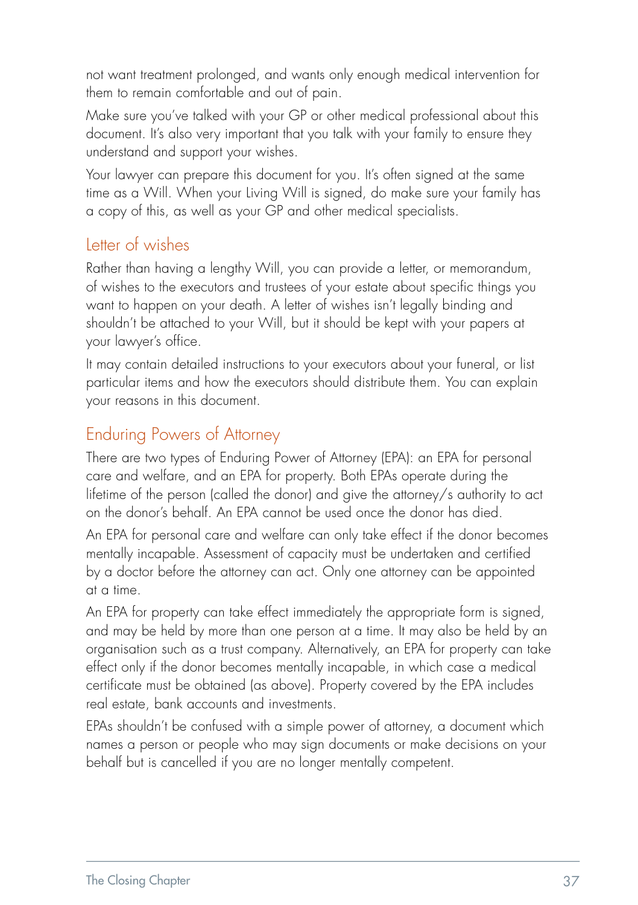not want treatment prolonged, and wants only enough medical intervention for them to remain comfortable and out of pain.

Make sure you've talked with your GP or other medical professional about this document. It's also very important that you talk with your family to ensure they understand and support your wishes.

Your lawyer can prepare this document for you. It's often signed at the same time as a Will. When your Living Will is signed, do make sure your family has a copy of this, as well as your GP and other medical specialists.

## Letter of wishes

Rather than having a lengthy Will, you can provide a letter, or memorandum, of wishes to the executors and trustees of your estate about specific things you want to happen on your death. A letter of wishes isn't legally binding and shouldn't be attached to your Will, but it should be kept with your papers at your lawyer's office.

It may contain detailed instructions to your executors about your funeral, or list particular items and how the executors should distribute them. You can explain your reasons in this document.

## Enduring Powers of Attorney

There are two types of Enduring Power of Attorney (EPA): an EPA for personal care and welfare, and an EPA for property. Both EPAs operate during the lifetime of the person (called the donor) and give the attorney/s authority to act on the donor's behalf. An EPA cannot be used once the donor has died.

An EPA for personal care and welfare can only take effect if the donor becomes mentally incapable. Assessment of capacity must be undertaken and certified by a doctor before the attorney can act. Only one attorney can be appointed at a time.

An EPA for property can take effect immediately the appropriate form is signed, and may be held by more than one person at a time. It may also be held by an organisation such as a trust company. Alternatively, an EPA for property can take effect only if the donor becomes mentally incapable, in which case a medical certificate must be obtained (as above). Property covered by the EPA includes real estate, bank accounts and investments.

EPAs shouldn't be confused with a simple power of attorney, a document which names a person or people who may sign documents or make decisions on your behalf but is cancelled if you are no longer mentally competent.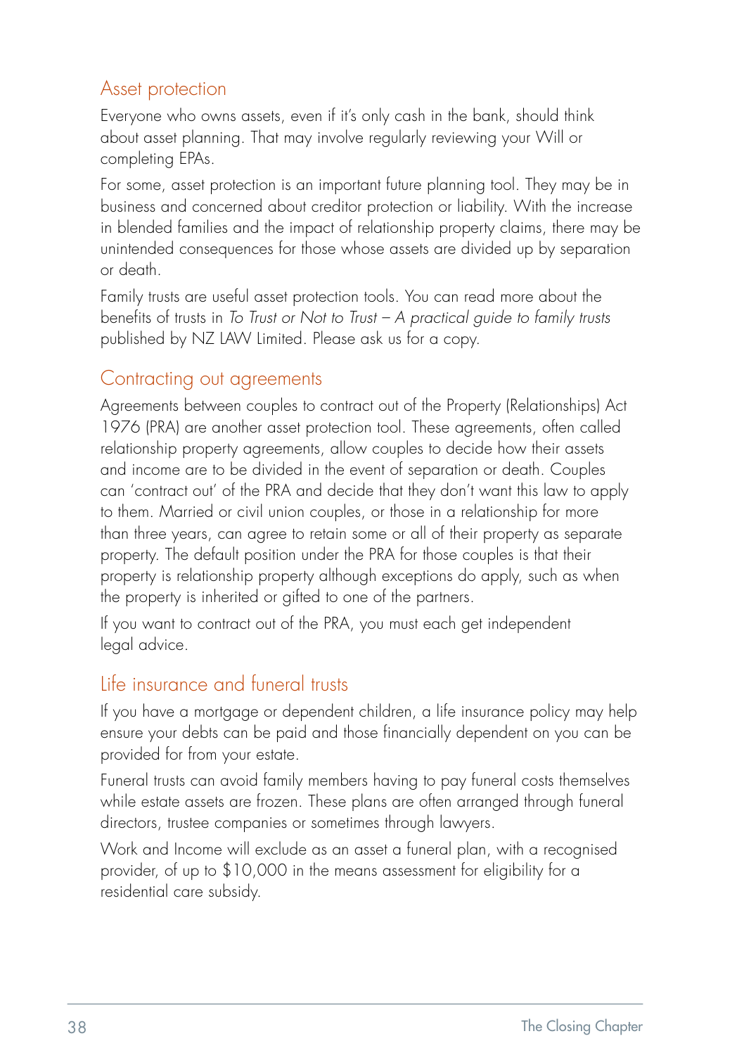## Asset protection

Everyone who owns assets, even if it's only cash in the bank, should think about asset planning. That may involve regularly reviewing your Will or completing EPAs.

For some, asset protection is an important future planning tool. They may be in business and concerned about creditor protection or liability. With the increase in blended families and the impact of relationship property claims, there may be unintended consequences for those whose assets are divided up by separation or death.

Family trusts are useful asset protection tools. You can read more about the benefits of trusts in *To Trust or Not to Trust – A practical guide to family trusts* published by NZ LAW Limited. Please ask us for a copy.

## Contracting out agreements

Agreements between couples to contract out of the Property (Relationships) Act 1976 (PRA) are another asset protection tool. These agreements, often called relationship property agreements, allow couples to decide how their assets and income are to be divided in the event of separation or death. Couples can 'contract out' of the PRA and decide that they don't want this law to apply to them. Married or civil union couples, or those in a relationship for more than three years, can agree to retain some or all of their property as separate property. The default position under the PRA for those couples is that their property is relationship property although exceptions do apply, such as when the property is inherited or gifted to one of the partners.

If you want to contract out of the PRA, you must each get independent legal advice.

## Life insurance and funeral trusts

If you have a mortgage or dependent children, a life insurance policy may help ensure your debts can be paid and those financially dependent on you can be provided for from your estate.

Funeral trusts can avoid family members having to pay funeral costs themselves while estate assets are frozen. These plans are often arranged through funeral directors, trustee companies or sometimes through lawyers.

Work and Income will exclude as an asset a funeral plan, with a recognised provider, of up to $10,000 in the means assessment for eligibility for a residential care subsidy.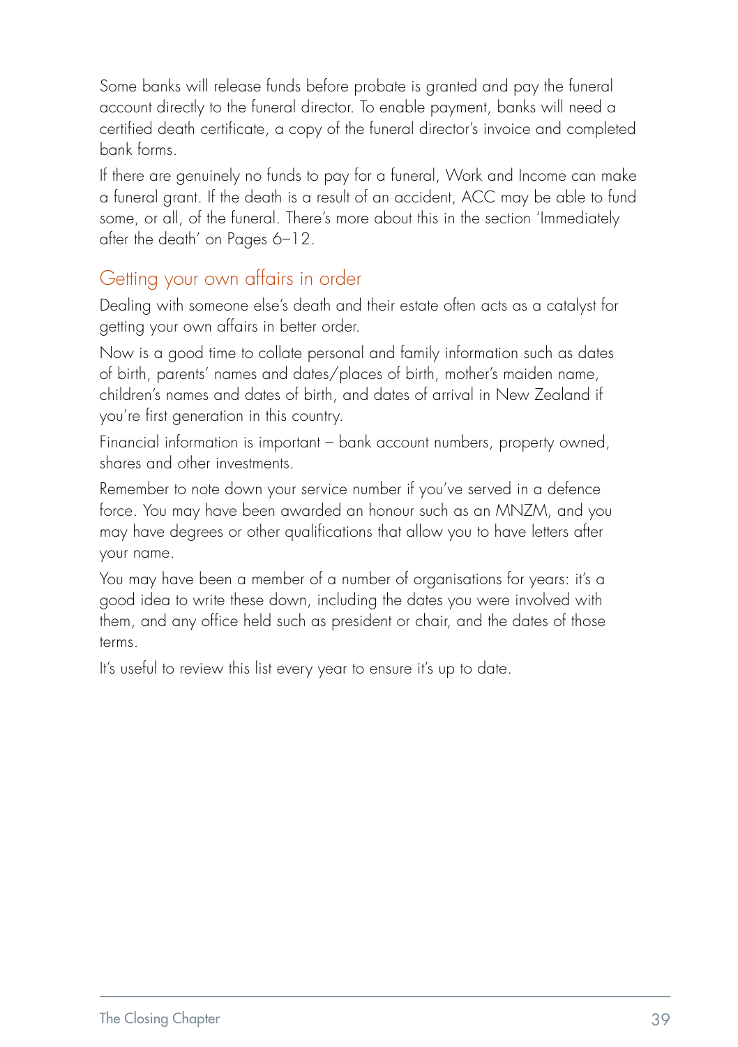Some banks will release funds before probate is granted and pay the funeral account directly to the funeral director. To enable payment, banks will need a certified death certificate, a copy of the funeral director's invoice and completed bank forms.

If there are genuinely no funds to pay for a funeral, Work and Income can make a funeral grant. If the death is a result of an accident, ACC may be able to fund some, or all, of the funeral. There's more about this in the section 'Immediately after the death' on Pages 6–12.

## Getting your own affairs in order

Dealing with someone else's death and their estate often acts as a catalyst for getting your own affairs in better order.

Now is a good time to collate personal and family information such as dates of birth, parents' names and dates/places of birth, mother's maiden name, children's names and dates of birth, and dates of arrival in New Zealand if you're first generation in this country.

Financial information is important – bank account numbers, property owned, shares and other investments.

Remember to note down your service number if you've served in a defence force. You may have been awarded an honour such as an MNZM, and you may have degrees or other qualifications that allow you to have letters after your name.

You may have been a member of a number of organisations for years: it's a good idea to write these down, including the dates you were involved with them, and any office held such as president or chair, and the dates of those terms.

It's useful to review this list every year to ensure it's up to date.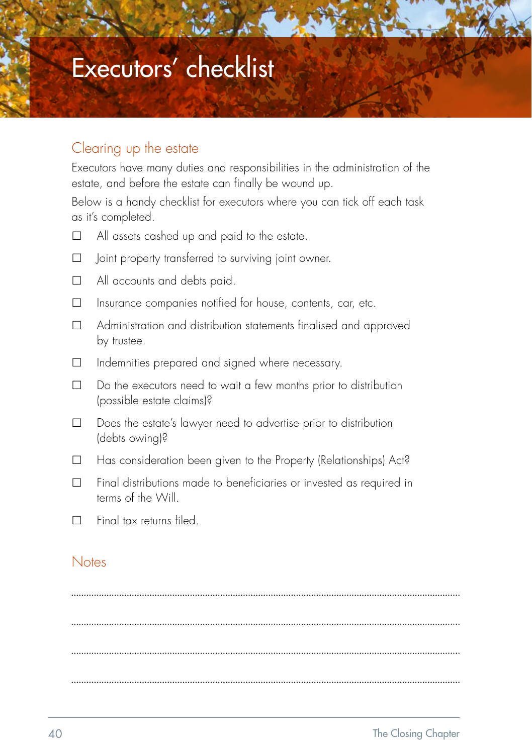# Executors' checklist

## Clearing up the estate

Executors have many duties and responsibilities in the administration of the estate, and before the estate can finally be wound up.

Below is a handy checklist for executors where you can tick off each task as it's completed.

- ☐ All assets cashed up and paid to the estate.
- ☐ Joint property transferred to surviving joint owner.
- ☐ All accounts and debts paid.
- ☐ Insurance companies notified for house, contents, car, etc.
- ☐ Administration and distribution statements finalised and approved by trustee.
- ☐ Indemnities prepared and signed where necessary.
- ☐ Do the executors need to wait a few months prior to distribution (possible estate claims)?
- ☐ Does the estate's lawyer need to advertise prior to distribution (debts owing)?
- ☐ Has consideration been given to the Property (Relationships) Act?
- ☐ Final distributions made to beneficiaries or invested as required in terms of the Will.
- ☐ Final tax returns filed.

## Notes

..........................................................................................................................................

..........................................................................................................................................

..........................................................................................................................................

..........................................................................................................................................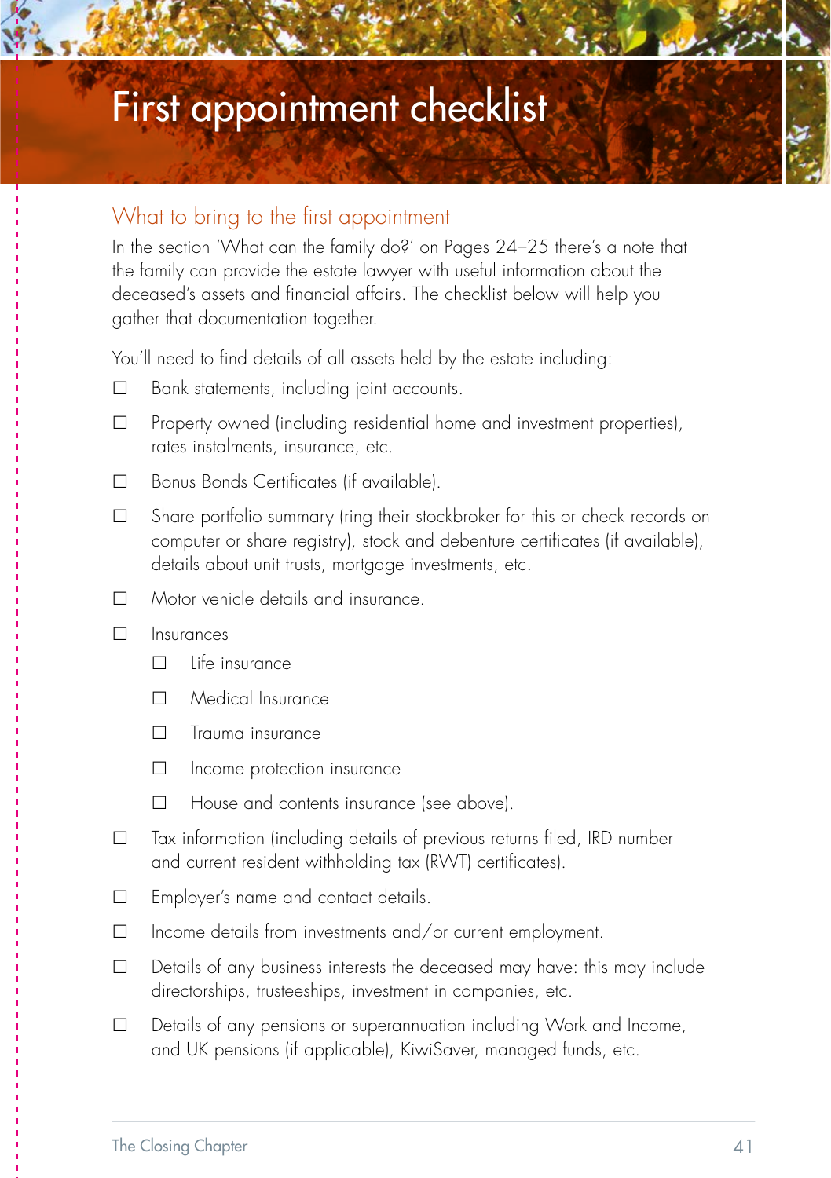# First appointment checklist

## What to bring to the first appointment

In the section 'What can the family do?' on Pages 24–25 there's a note that the family can provide the estate lawyer with useful information about the deceased's assets and financial affairs. The checklist below will help you gather that documentation together.

You'll need to find details of all assets held by the estate including:

- ☐ Bank statements, including joint accounts.
- ☐ Property owned (including residential home and investment properties), rates instalments, insurance, etc.
- ☐ Bonus Bonds Certificates (if available).
- ☐ Share portfolio summary (ring their stockbroker for this or check records on computer or share registry), stock and debenture certificates (if available), details about unit trusts, mortgage investments, etc.
- ☐ Motor vehicle details and insurance.
- ☐ Insurances
  - ☐ Life insurance
  - ☐ Medical Insurance
  - ☐ Trauma insurance
  - ☐ Income protection insurance
  - ☐ House and contents insurance (see above).
- ☐ Tax information (including details of previous returns filed, IRD number and current resident withholding tax (RWT) certificates).
- ☐ Employer's name and contact details.
- ☐ Income details from investments and/or current employment.
- ☐ Details of any business interests the deceased may have: this may include directorships, trusteeships, investment in companies, etc.
- ☐ Details of any pensions or superannuation including Work and Income, and UK pensions (if applicable), KiwiSaver, managed funds, etc.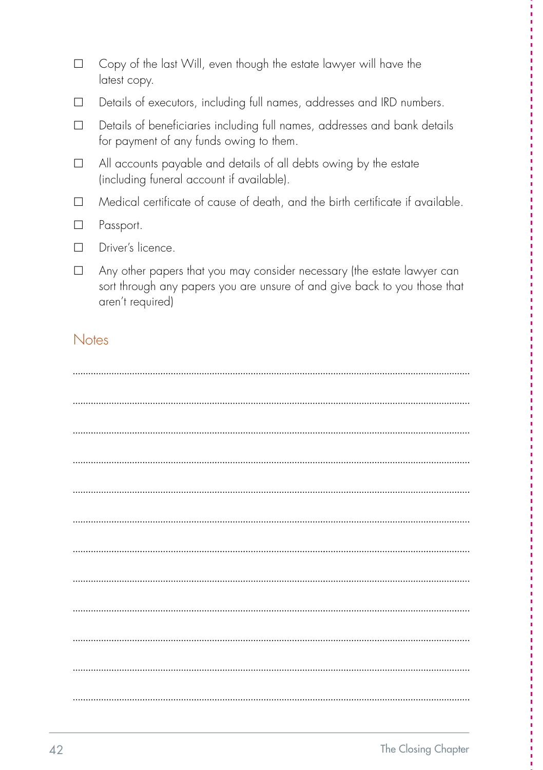- ☐ Copy of the last Will, even though the estate lawyer will have the latest copy.
- ☐ Details of executors, including full names, addresses and IRD numbers.
- ☐ Details of beneficiaries including full names, addresses and bank details for payment of any funds owing to them.
- ☐ All accounts payable and details of all debts owing by the estate (including funeral account if available).
- ☐ Medical certificate of cause of death, and the birth certificate if available.
- ☐ Passport.
- ☐ Driver's licence.
- ☐ Any other papers that you may consider necessary (the estate lawyer can sort through any papers you are unsure of and give back to you those that aren't required)

## Notes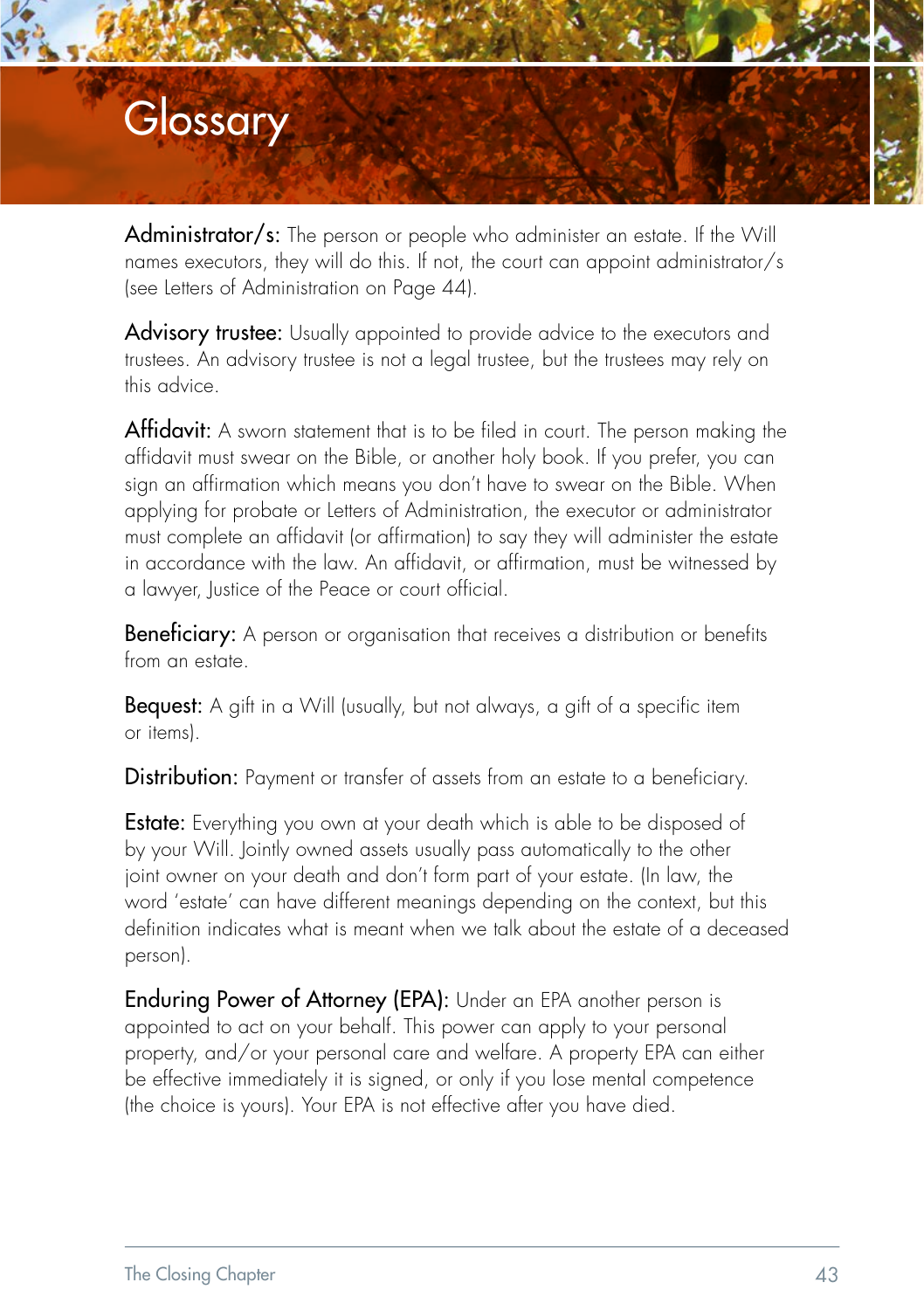# Glossary

**Administrator/s:** The person or people who administer an estate. If the Will names executors, they will do this. If not, the court can appoint administrator/s (see Letters of Administration on Page 44).

**Advisory trustee:** Usually appointed to provide advice to the executors and trustees. An advisory trustee is not a legal trustee, but the trustees may rely on this advice.

**Affidavit:** A sworn statement that is to be filed in court. The person making the affidavit must swear on the Bible, or another holy book. If you prefer, you can sign an affirmation which means you don't have to swear on the Bible. When applying for probate or Letters of Administration, the executor or administrator must complete an affidavit (or affirmation) to say they will administer the estate in accordance with the law. An affidavit, or affirmation, must be witnessed by a lawyer, Justice of the Peace or court official.

**Beneficiary:** A person or organisation that receives a distribution or benefits from an estate.

**Bequest:** A gift in a Will (usually, but not always, a gift of a specific item or items).

**Distribution:** Payment or transfer of assets from an estate to a beneficiary.

**Estate:** Everything you own at your death which is able to be disposed of by your Will. Jointly owned assets usually pass automatically to the other joint owner on your death and don't form part of your estate. (In law, the word 'estate' can have different meanings depending on the context, but this definition indicates what is meant when we talk about the estate of a deceased person).

**Enduring Power of Attorney (EPA):** Under an EPA another person is appointed to act on your behalf. This power can apply to your personal property, and/or your personal care and welfare. A property EPA can either be effective immediately it is signed, or only if you lose mental competence (the choice is yours). Your EPA is not effective after you have died.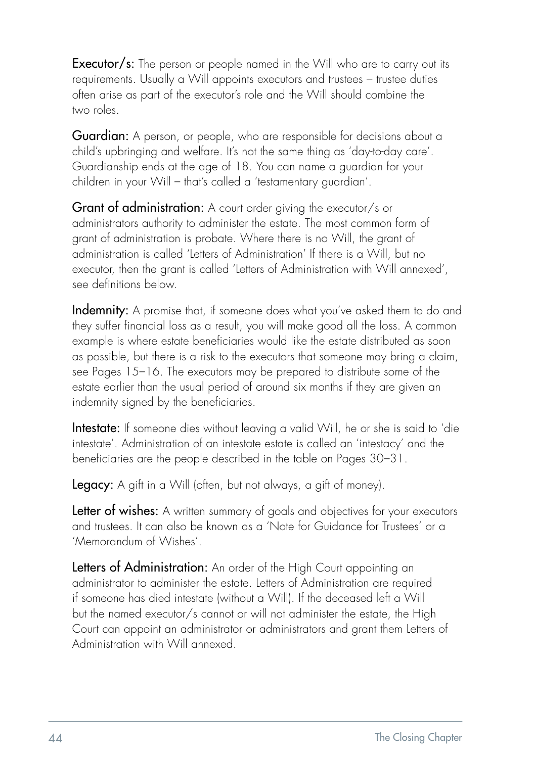**Executor/s:** The person or people named in the Will who are to carry out its requirements. Usually a Will appoints executors and trustees – trustee duties often arise as part of the executor's role and the Will should combine the two roles.

**Guardian:** A person, or people, who are responsible for decisions about a child's upbringing and welfare. It's not the same thing as 'day-to-day care'. Guardianship ends at the age of 18. You can name a guardian for your children in your Will – that's called a 'testamentary guardian'.

**Grant of administration:** A court order giving the executor/s or administrators authority to administer the estate. The most common form of grant of administration is probate. Where there is no Will, the grant of administration is called 'Letters of Administration' If there is a Will, but no executor, then the grant is called 'Letters of Administration with Will annexed', see definitions below.

**Indemnity:** A promise that, if someone does what you've asked them to do and they suffer financial loss as a result, you will make good all the loss. A common example is where estate beneficiaries would like the estate distributed as soon as possible, but there is a risk to the executors that someone may bring a claim, see Pages 15–16. The executors may be prepared to distribute some of the estate earlier than the usual period of around six months if they are given an indemnity signed by the beneficiaries.

**Intestate:** If someone dies without leaving a valid Will, he or she is said to 'die intestate'. Administration of an intestate estate is called an 'intestacy' and the beneficiaries are the people described in the table on Pages 30–31.

**Legacy:** A gift in a Will (often, but not always, a gift of money).

**Letter of wishes:** A written summary of goals and objectives for your executors and trustees. It can also be known as a 'Note for Guidance for Trustees' or a 'Memorandum of Wishes'.

**Letters of Administration:** An order of the High Court appointing an administrator to administer the estate. Letters of Administration are required if someone has died intestate (without a Will). If the deceased left a Will but the named executor/s cannot or will not administer the estate, the High Court can appoint an administrator or administrators and grant them Letters of Administration with Will annexed.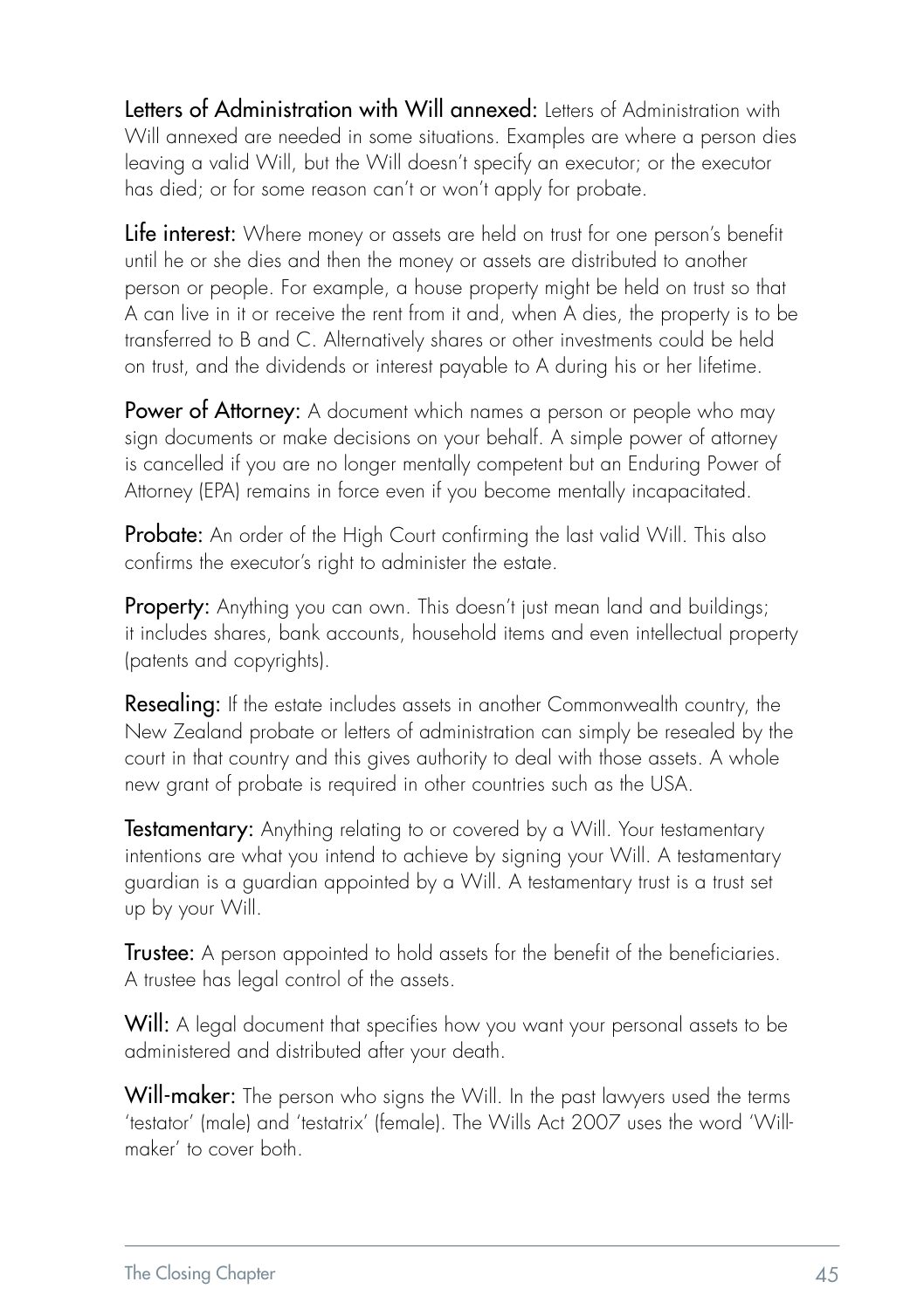**Letters of Administration with Will annexed:** Letters of Administration with Will annexed are needed in some situations. Examples are where a person dies leaving a valid Will, but the Will doesn't specify an executor; or the executor has died; or for some reason can't or won't apply for probate.

**Life interest:** Where money or assets are held on trust for one person's benefit until he or she dies and then the money or assets are distributed to another person or people. For example, a house property might be held on trust so that A can live in it or receive the rent from it and, when A dies, the property is to be transferred to B and C. Alternatively shares or other investments could be held on trust, and the dividends or interest payable to A during his or her lifetime.

**Power of Attorney:** A document which names a person or people who may sign documents or make decisions on your behalf. A simple power of attorney is cancelled if you are no longer mentally competent but an Enduring Power of Attorney (EPA) remains in force even if you become mentally incapacitated.

**Probate:** An order of the High Court confirming the last valid Will. This also confirms the executor's right to administer the estate.

**Property:** Anything you can own. This doesn't just mean land and buildings; it includes shares, bank accounts, household items and even intellectual property (patents and copyrights).

**Resealing:** If the estate includes assets in another Commonwealth country, the New Zealand probate or letters of administration can simply be resealed by the court in that country and this gives authority to deal with those assets. A whole new grant of probate is required in other countries such as the USA.

**Testamentary:** Anything relating to or covered by a Will. Your testamentary intentions are what you intend to achieve by signing your Will. A testamentary guardian is a guardian appointed by a Will. A testamentary trust is a trust set up by your Will.

**Trustee:** A person appointed to hold assets for the benefit of the beneficiaries. A trustee has legal control of the assets.

**Will:** A legal document that specifies how you want your personal assets to be administered and distributed after your death.

**Will-maker:** The person who signs the Will. In the past lawyers used the terms 'testator' (male) and 'testatrix' (female). The Wills Act 2007 uses the word 'Will-maker' to cover both.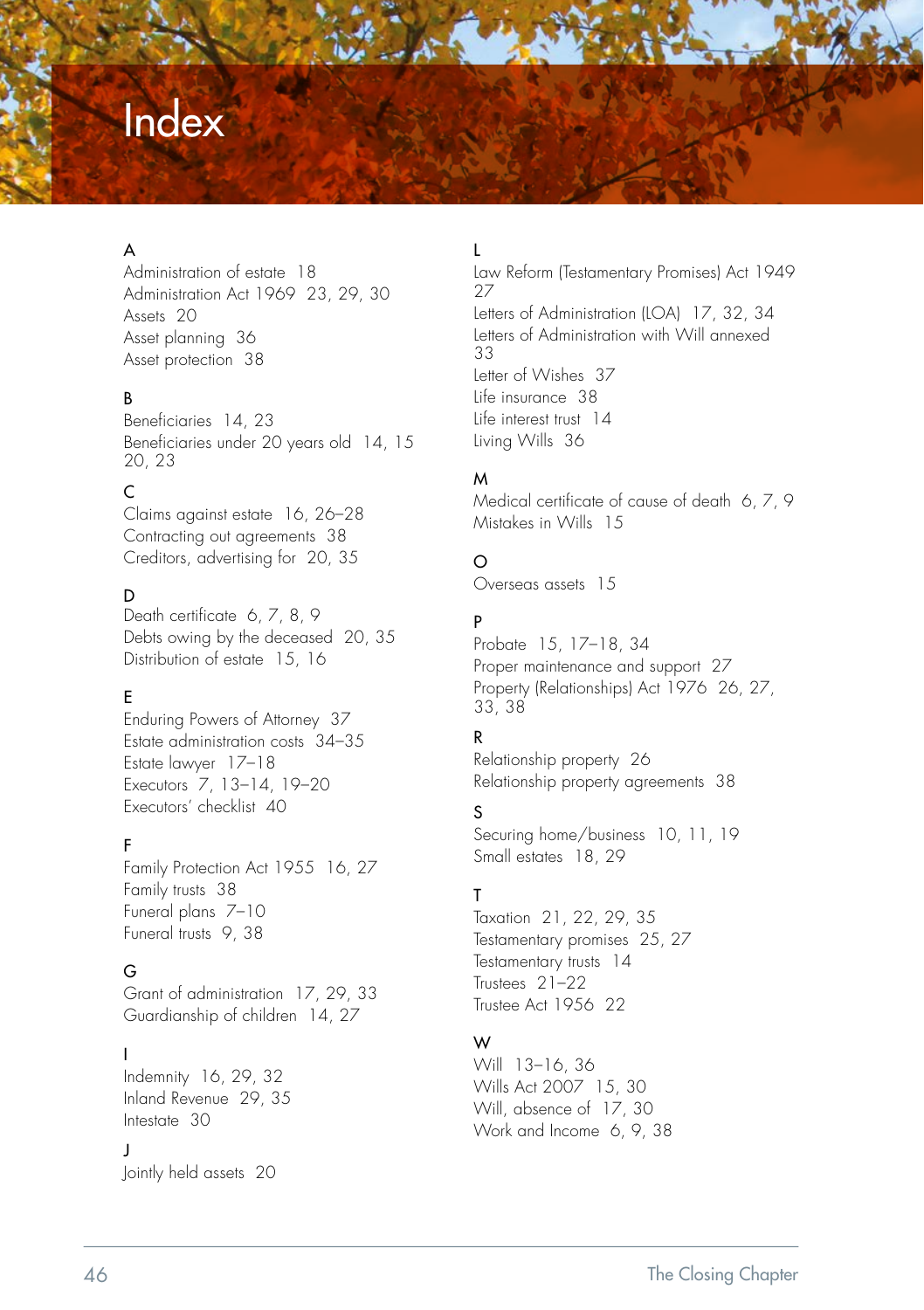# Index

A

Administration of estate 18
Administration Act 1969 23, 29, 30
Assets 20
Asset planning 36
Asset protection 38

B

Beneficiaries 14, 23
Beneficiaries under 20 years old 14, 15 20, 23

C

Claims against estate 16, 26–28
Contracting out agreements 38
Creditors, advertising for 20, 35

D

Death certificate 6, 7, 8, 9
Debts owing by the deceased 20, 35
Distribution of estate 15, 16

E

Enduring Powers of Attorney 37
Estate administration costs 34–35
Estate lawyer 17–18
Executors 7, 13–14, 19–20
Executors' checklist 40

F

Family Protection Act 1955 16, 27
Family trusts 38
Funeral plans 7–10
Funeral trusts 9, 38

G

Grant of administration 17, 29, 33
Guardianship of children 14, 27

I

Indemnity 16, 29, 32
Inland Revenue 29, 35
Intestate 30

J

Jointly held assets 20

L

Law Reform (Testamentary Promises) Act 1949 27
Letters of Administration (LOA) 17, 32, 34
Letters of Administration with Will annexed 33
Letter of Wishes 37
Life insurance 38
Life interest trust 14
Living Wills 36

M

Medical certificate of cause of death 6, 7, 9
Mistakes in Wills 15

O

Overseas assets 15

P

Probate 15, 17–18, 34
Proper maintenance and support 27
Property (Relationships) Act 1976 26, 27, 33, 38

R

Relationship property 26
Relationship property agreements 38

S

Securing home/business 10, 11, 19
Small estates 18, 29

T

Taxation 21, 22, 29, 35
Testamentary promises 25, 27
Testamentary trusts 14
Trustees 21–22
Trustee Act 1956 22

W

Will 13–16, 36
Wills Act 2007 15, 30
Will, absence of 17, 30
Work and Income 6, 9, 38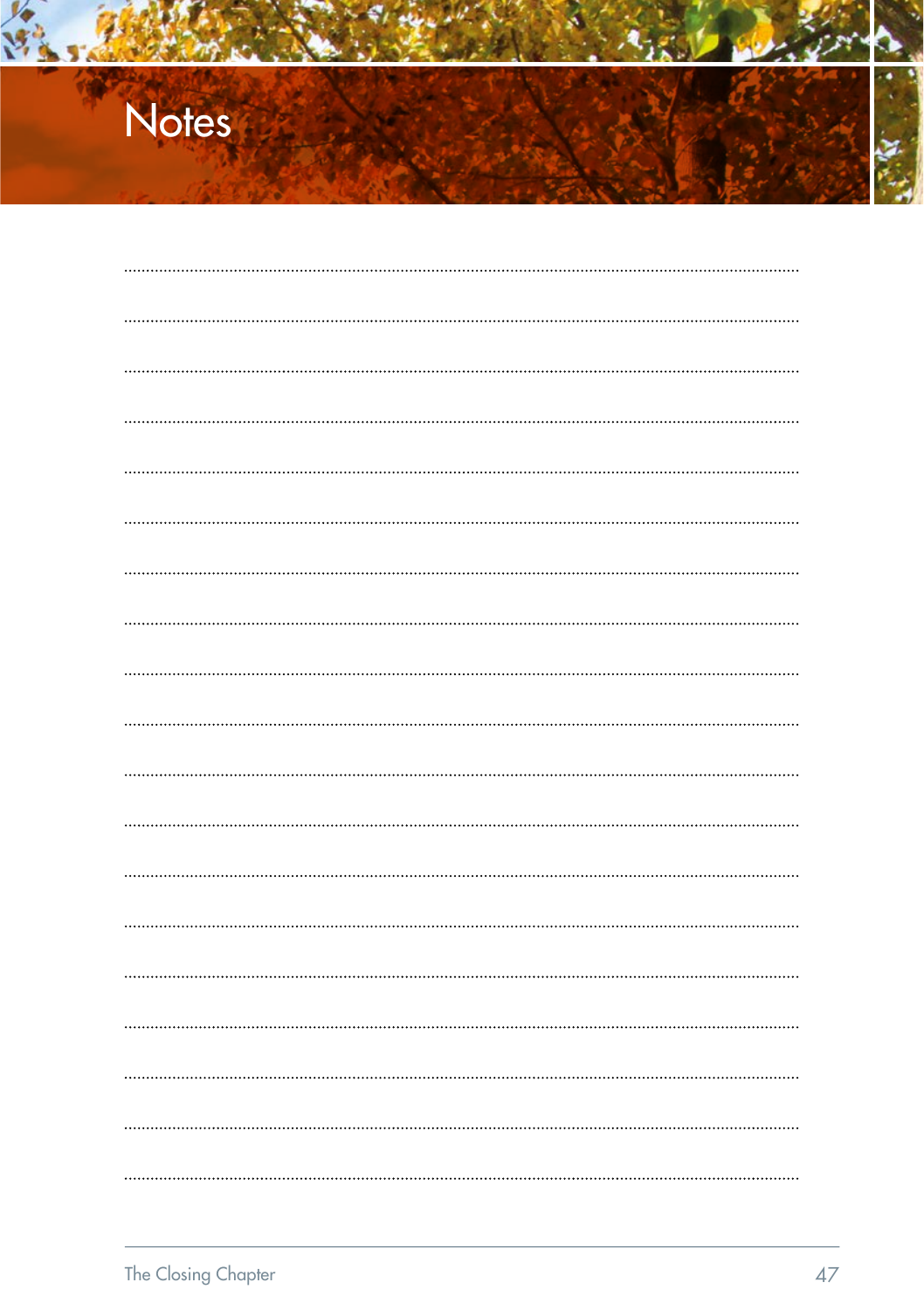# Notes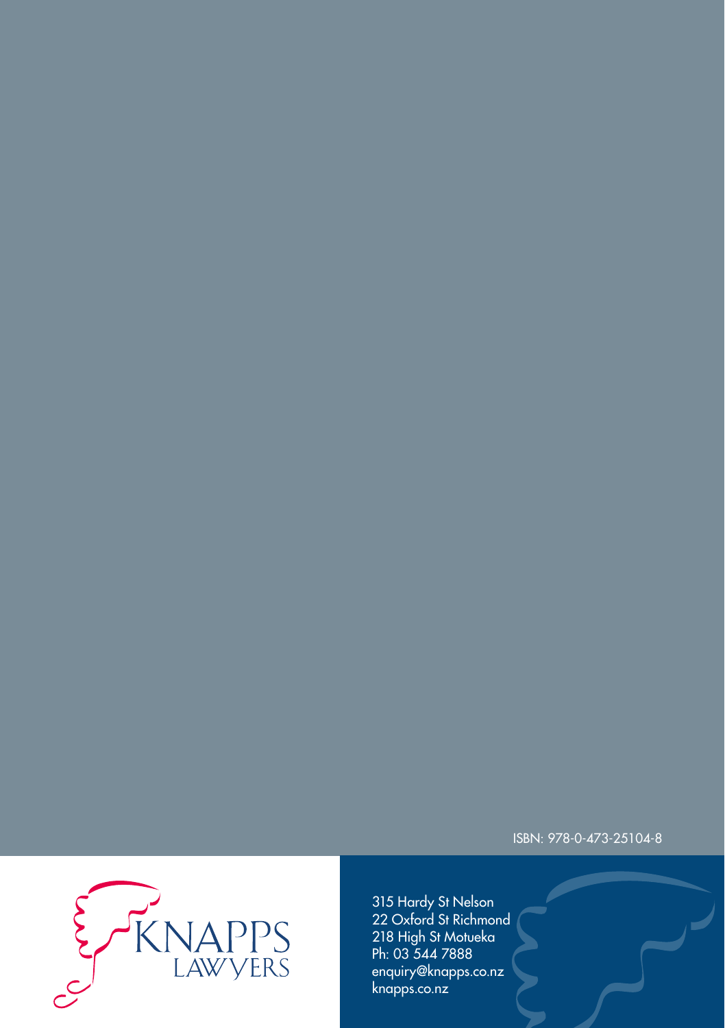ISBN: 978-0-473-25104-8

KNAPPS
LAWYERS

315 Hardy St Nelson
22 Oxford St Richmond
218 High St Motueka
Ph: 03 544 7888
enquiry@knapps.co.nz
knapps.co.nz